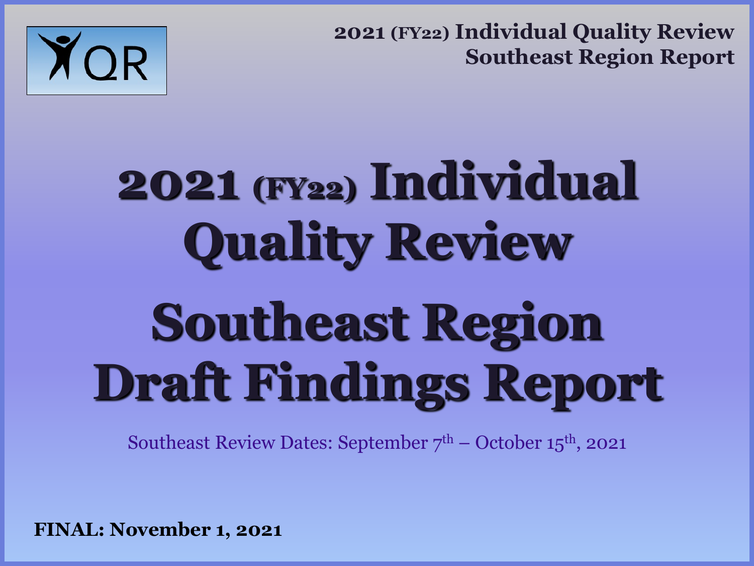# 2021 (FY22) Individual Quality Review

# Southeast Region Draft Findings Report

Southeast Review Dates: September 7th – October 15th, 2021

**FINAL: November 1, 2021**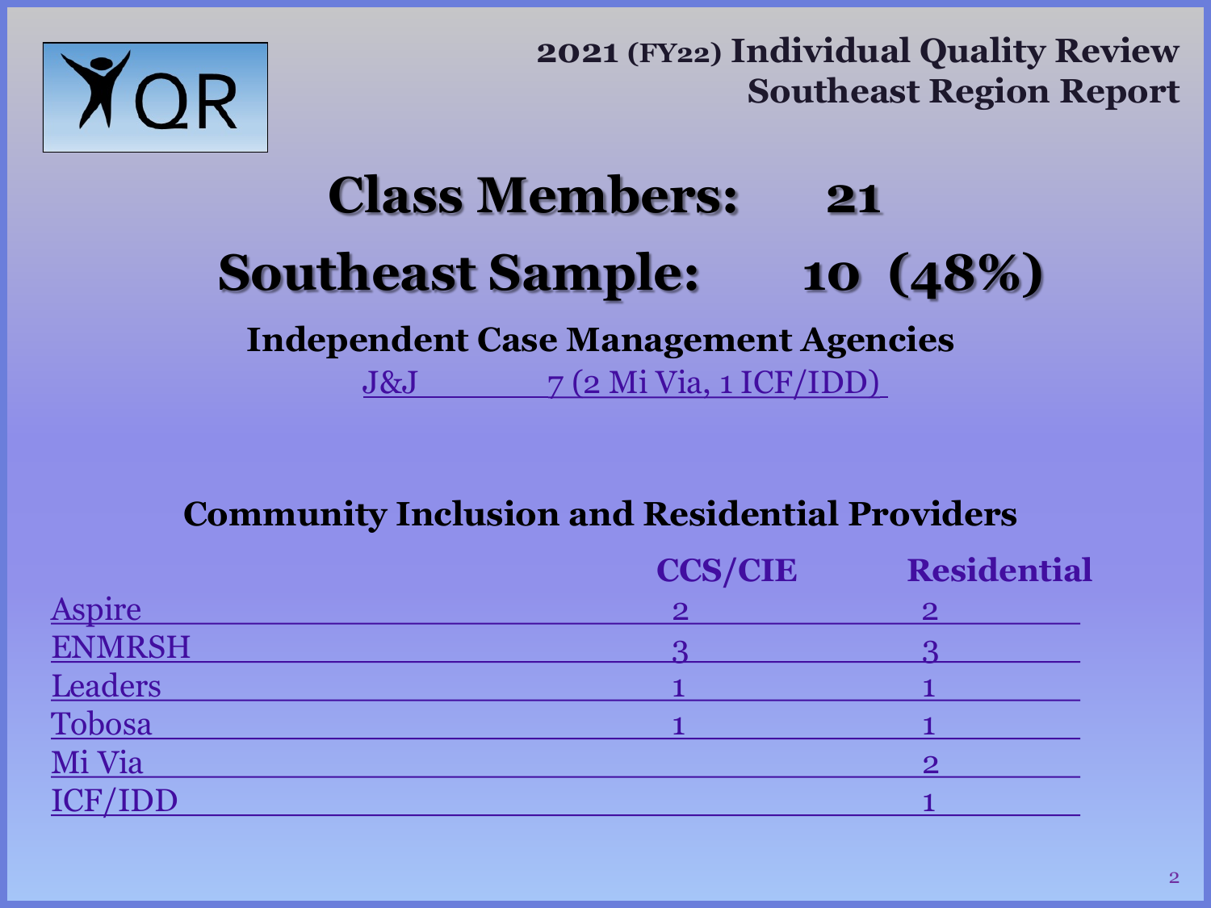# 2021 (FY22) Individual Quality Review Southeast Region Report

## Class Members: 21

## Southeast Sample: 10 (48%)

### Independent Case Management Agencies

J&J 7 (2 Mi Via, 1 ICF/IDD)

### Community Inclusion and Residential Providers

| | CCS/CIE | Residential |
|---|---|---|
| Aspire | 2 | 2 |
| ENMRSH | 3 | 3 |
| Leaders | 1 | 1 |
| Tobosa | 1 | 1 |
| Mi Via | | 2 |
| ICF/IDD | | 1 |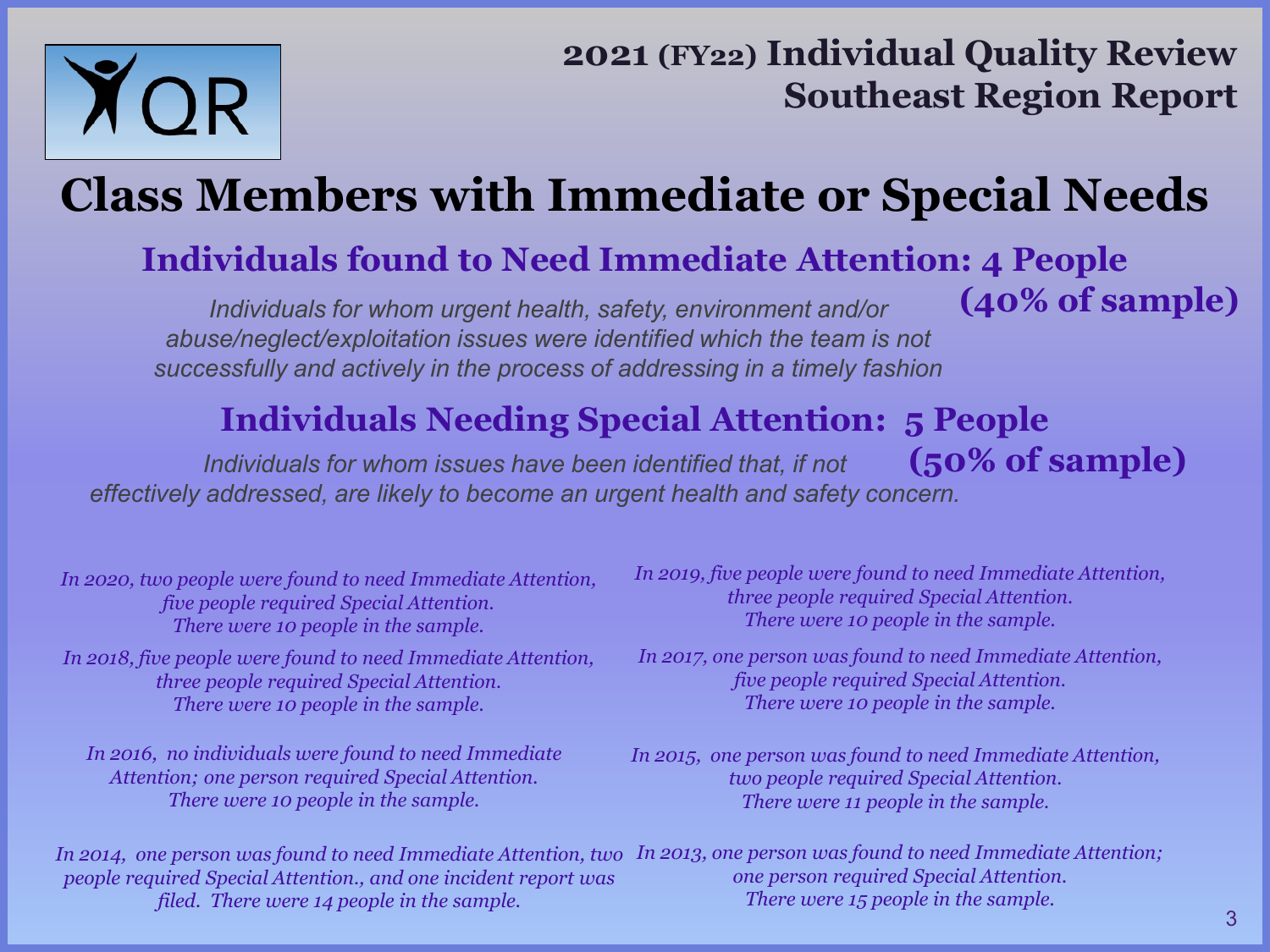# 2021 (FY22) Individual Quality Review Southeast Region Report

## Class Members with Immediate or Special Needs

### Individuals found to Need Immediate Attention: 4 People (40% of sample)

*Individuals for whom urgent health, safety, environment and/or abuse/neglect/exploitation issues were identified which the team is not successfully and actively in the process of addressing in a timely fashion*

### Individuals Needing Special Attention: 5 People (50% of sample)

*Individuals for whom issues have been identified that, if not effectively addressed, are likely to become an urgent health and safety concern.*

*In 2020, two people were found to need Immediate Attention, five people required Special Attention. There were 10 people in the sample.*

*In 2019, five people were found to need Immediate Attention, three people required Special Attention. There were 10 people in the sample.*

*In 2018, five people were found to need Immediate Attention, three people required Special Attention. There were 10 people in the sample.*

*In 2017, one person was found to need Immediate Attention, five people required Special Attention. There were 10 people in the sample.*

*In 2016, no individuals were found to need Immediate Attention; one person required Special Attention. There were 10 people in the sample.*

*In 2015, one person was found to need Immediate Attention, two people required Special Attention. There were 11 people in the sample.*

*In 2014, one person was found to need Immediate Attention, two people required Special Attention., and one incident report was filed. There were 14 people in the sample.*

*In 2013, one person was found to need Immediate Attention; one person required Special Attention. There were 15 people in the sample.*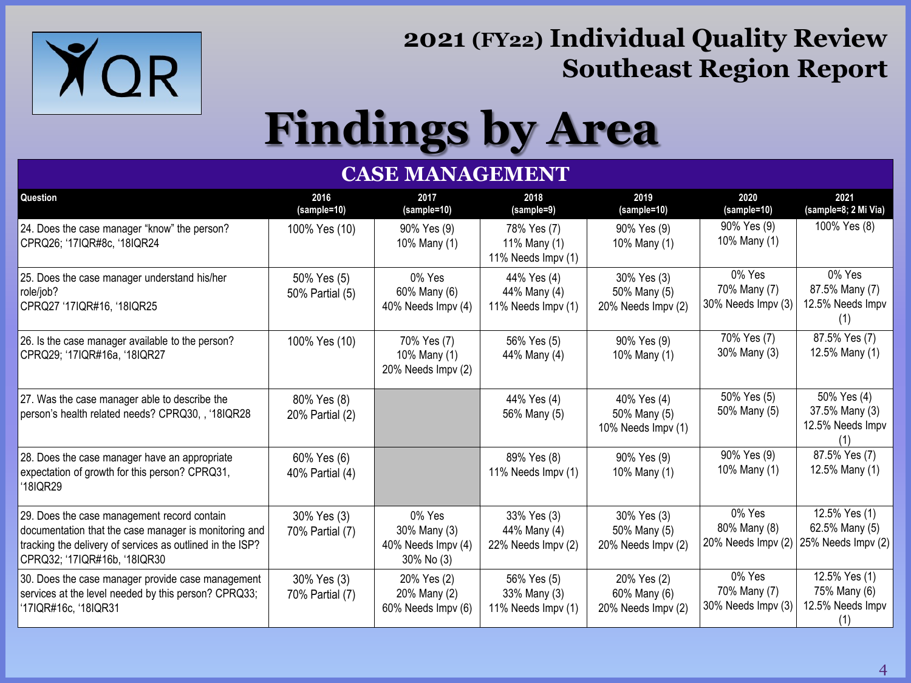# 2021 (FY22) Individual Quality Review Southeast Region Report

## Findings by Area

### CASE MANAGEMENT

| Question | 2016 (sample=10) | 2017 (sample=10) | 2018 (sample=9) | 2019 (sample=10) | 2020 (sample=10) | 2021 (sample=8; 2 Mi Via) |
|---|---|---|---|---|---|---|
| 24. Does the case manager "know" the person? CPRQ26; '17IQR#8c, '18IQR24 | 100% Yes (10) | 90% Yes (9)<br>10% Many (1) | 78% Yes (7)<br>11% Many (1)<br>11% Needs Impv (1) | 90% Yes (9)<br>10% Many (1) | 90% Yes (9)<br>10% Many (1) | 100% Yes (8) |
| 25. Does the case manager understand his/her role/job? CPRQ27 '17IQR#16, '18IQR25 | 50% Yes (5)<br>50% Partial (5) | 0% Yes<br>60% Many (6)<br>40% Needs Impv (4) | 44% Yes (4)<br>44% Many (4)<br>11% Needs Impv (1) | 30% Yes (3)<br>50% Many (5)<br>20% Needs Impv (2) | 0% Yes<br>70% Many (7)<br>30% Needs Impv (3) | 0% Yes<br>87.5% Many (7)<br>12.5% Needs Impv (1) |
| 26. Is the case manager available to the person? CPRQ29; '17IQR#16a, '18IQR27 | 100% Yes (10) | 70% Yes (7)<br>10% Many (1)<br>20% Needs Impv (2) | 56% Yes (5)<br>44% Many (4) | 90% Yes (9)<br>10% Many (1) | 70% Yes (7)<br>30% Many (3) | 87.5% Yes (7)<br>12.5% Many (1) |
| 27. Was the case manager able to describe the person's health related needs? CPRQ30, , '18IQR28 | 80% Yes (8)<br>20% Partial (2) | | 44% Yes (4)<br>56% Many (5) | 40% Yes (4)<br>50% Many (5)<br>10% Needs Impv (1) | 50% Yes (5)<br>50% Many (5) | 50% Yes (4)<br>37.5% Many (3)<br>12.5% Needs Impv (1) |
| 28. Does the case manager have an appropriate expectation of growth for this person? CPRQ31, '18IQR29 | 60% Yes (6)<br>40% Partial (4) | | 89% Yes (8)<br>11% Needs Impv (1) | 90% Yes (9)<br>10% Many (1) | 90% Yes (9)<br>10% Many (1) | 87.5% Yes (7)<br>12.5% Many (1) |
| 29. Does the case management record contain documentation that the case manager is monitoring and tracking the delivery of services as outlined in the ISP? CPRQ32; '17IQR#16b, '18IQR30 | 30% Yes (3)<br>70% Partial (7) | 0% Yes<br>30% Many (3)<br>40% Needs Impv (4)<br>30% No (3) | 33% Yes (3)<br>44% Many (4)<br>22% Needs Impv (2) | 30% Yes (3)<br>50% Many (5)<br>20% Needs Impv (2) | 0% Yes<br>80% Many (8)<br>20% Needs Impv (2) | 12.5% Yes (1)<br>62.5% Many (5)<br>25% Needs Impv (2) |
| 30. Does the case manager provide case management services at the level needed by this person? CPRQ33; '17IQR#16c, '18IQR31 | 30% Yes (3)<br>70% Partial (7) | 20% Yes (2)<br>20% Many (2)<br>60% Needs Impv (6) | 56% Yes (5)<br>33% Many (3)<br>11% Needs Impv (1) | 20% Yes (2)<br>60% Many (6)<br>20% Needs Impv (2) | 0% Yes<br>70% Many (7)<br>30% Needs Impv (3) | 12.5% Yes (1)<br>75% Many (6)<br>12.5% Needs Impv (1) |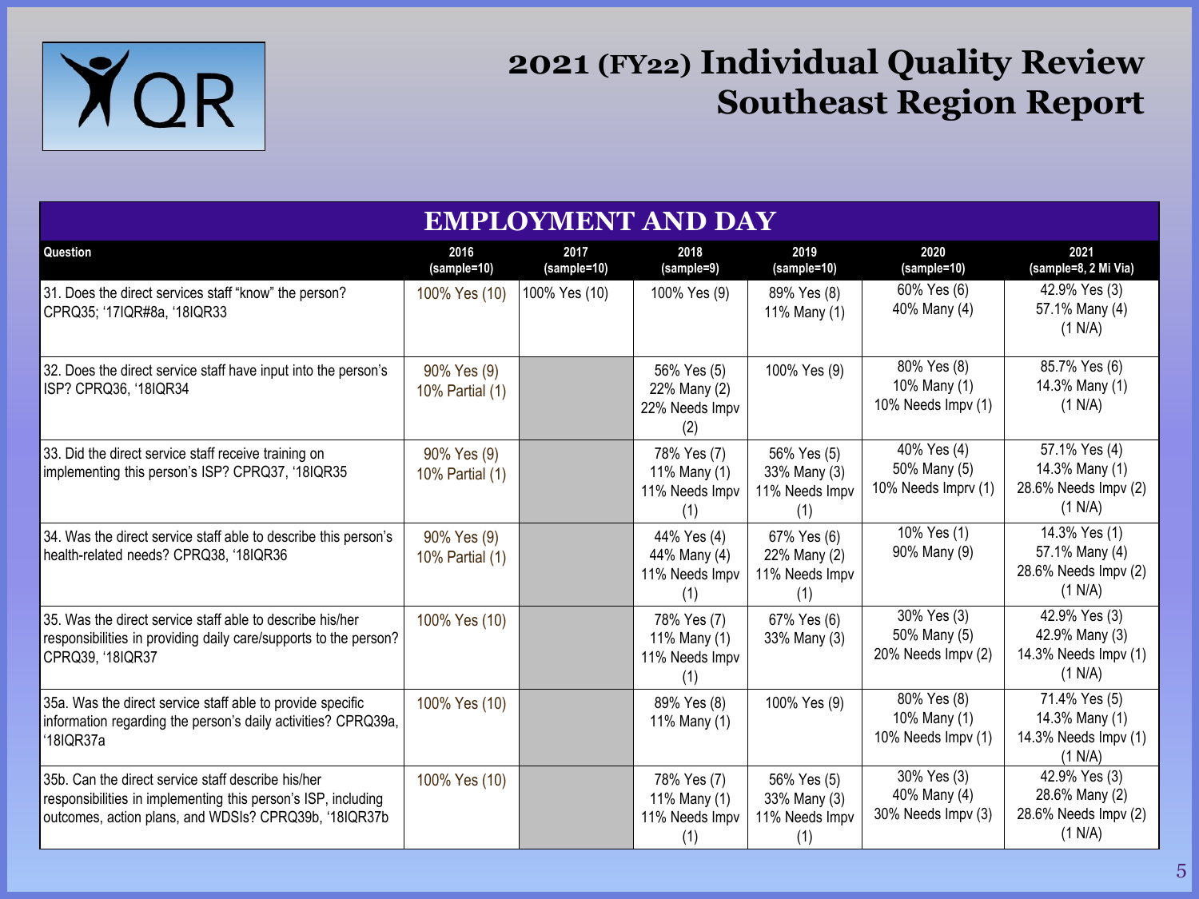# 2021 (FY22) Individual Quality Review Southeast Region Report

## EMPLOYMENT AND DAY

| Question | 2016 (sample=10) | 2017 (sample=10) | 2018 (sample=9) | 2019 (sample=10) | 2020 (sample=10) | 2021 (sample=8, 2 Mi Via) |
|---|---|---|---|---|---|---|
| 31. Does the direct services staff "know" the person? CPRQ35; '17IQR#8a, '18IQR33 | 100% Yes (10) | 100% Yes (10) | 100% Yes (9) | 89% Yes (8) 11% Many (1) | 60% Yes (6) 40% Many (4) | 42.9% Yes (3) 57.1% Many (4) (1 N/A) |
| 32. Does the direct service staff have input into the person's ISP? CPRQ36, '18IQR34 | 90% Yes (9) 10% Partial (1) | | 56% Yes (5) 22% Many (2) 22% Needs Impv (2) | 100% Yes (9) | 80% Yes (8) 10% Many (1) 10% Needs Impv (1) | 85.7% Yes (6) 14.3% Many (1) (1 N/A) |
| 33. Did the direct service staff receive training on implementing this person's ISP? CPRQ37, '18IQR35 | 90% Yes (9) 10% Partial (1) | | 78% Yes (7) 11% Many (1) 11% Needs Impv (1) | 56% Yes (5) 33% Many (3) 11% Needs Impv (1) | 40% Yes (4) 50% Many (5) 10% Needs Imprv (1) | 57.1% Yes (4) 14.3% Many (1) 28.6% Needs Impv (2) (1 N/A) |
| 34. Was the direct service staff able to describe this person's health-related needs? CPRQ38, '18IQR36 | 90% Yes (9) 10% Partial (1) | | 44% Yes (4) 44% Many (4) 11% Needs Impv (1) | 67% Yes (6) 22% Many (2) 11% Needs Impv (1) | 10% Yes (1) 90% Many (9) | 14.3% Yes (1) 57.1% Many (4) 28.6% Needs Impv (2) (1 N/A) |
| 35. Was the direct service staff able to describe his/her responsibilities in providing daily care/supports to the person? CPRQ39, '18IQR37 | 100% Yes (10) | | 78% Yes (7) 11% Many (1) 11% Needs Impv (1) | 67% Yes (6) 33% Many (3) | 30% Yes (3) 50% Many (5) 20% Needs Impv (2) | 42.9% Yes (3) 42.9% Many (3) 14.3% Needs Impv (1) (1 N/A) |
| 35a. Was the direct service staff able to provide specific information regarding the person's daily activities? CPRQ39a, '18IQR37a | 100% Yes (10) | | 89% Yes (8) 11% Many (1) | 100% Yes (9) | 80% Yes (8) 10% Many (1) 10% Needs Impv (1) | 71.4% Yes (5) 14.3% Many (1) 14.3% Needs Impv (1) (1 N/A) |
| 35b. Can the direct service staff describe his/her responsibilities in implementing this person's ISP, including outcomes, action plans, and WDSIs? CPRQ39b, '18IQR37b | 100% Yes (10) | | 78% Yes (7) 11% Many (1) 11% Needs Impv (1) | 56% Yes (5) 33% Many (3) 11% Needs Impv (1) | 30% Yes (3) 40% Many (4) 30% Needs Impv (3) | 42.9% Yes (3) 28.6% Many (2) 28.6% Needs Impv (2) (1 N/A) |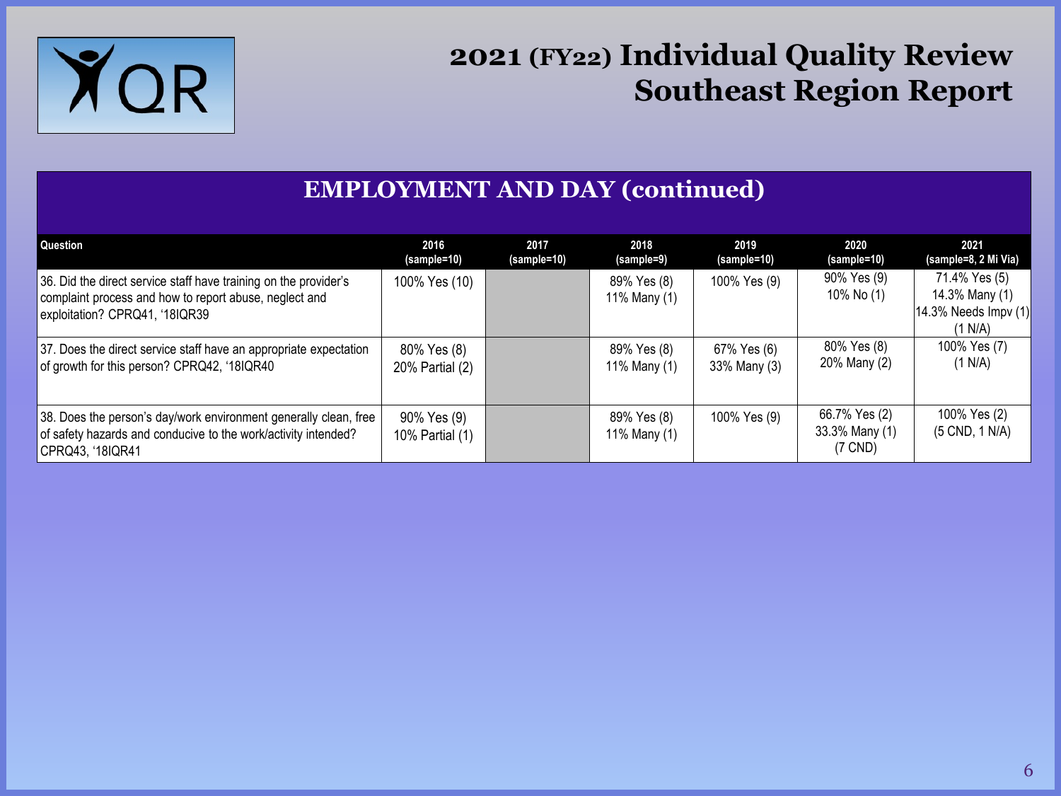# 2021 (FY22) Individual Quality Review Southeast Region Report

## EMPLOYMENT AND DAY (continued)

| Question | 2016 (sample=10) | 2017 (sample=10) | 2018 (sample=9) | 2019 (sample=10) | 2020 (sample=10) | 2021 (sample=8, 2 Mi Via) |
|---|---|---|---|---|---|---|
| 36. Did the direct service staff have training on the provider's complaint process and how to report abuse, neglect and exploitation? CPRQ41, '18IQR39 | 100% Yes (10) | | 89% Yes (8) 11% Many (1) | 100% Yes (9) | 90% Yes (9) 10% No (1) | 71.4% Yes (5) 14.3% Many (1) 14.3% Needs Impv (1) (1 N/A) |
| 37. Does the direct service staff have an appropriate expectation of growth for this person? CPRQ42, '18IQR40 | 80% Yes (8) 20% Partial (2) | | 89% Yes (8) 11% Many (1) | 67% Yes (6) 33% Many (3) | 80% Yes (8) 20% Many (2) | 100% Yes (7) (1 N/A) |
| 38. Does the person's day/work environment generally clean, free of safety hazards and conducive to the work/activity intended? CPRQ43, '18IQR41 | 90% Yes (9) 10% Partial (1) | | 89% Yes (8) 11% Many (1) | 100% Yes (9) | 66.7% Yes (2) 33.3% Many (1) (7 CND) | 100% Yes (2) (5 CND, 1 N/A) |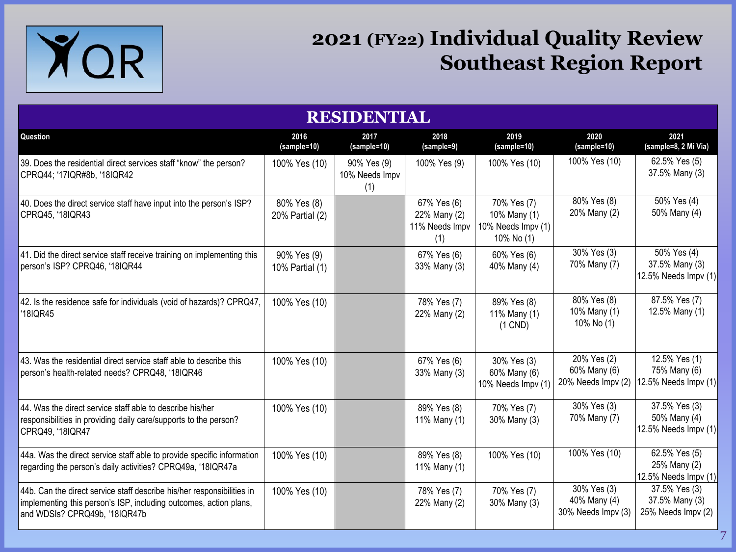# 2021 (FY22) Individual Quality Review Southeast Region Report

## RESIDENTIAL

| Question | 2016 (sample=10) | 2017 (sample=10) | 2018 (sample=9) | 2019 (sample=10) | 2020 (sample=10) | 2021 (sample=8, 2 Mi Via) |
|---|---|---|---|---|---|---|
| 39. Does the residential direct services staff "know" the person? CPRQ44; '17IQR#8b, '18IQR42 | 100% Yes (10) | 90% Yes (9)<br>10% Needs Impv (1) | 100% Yes (9) | 100% Yes (10) | 100% Yes (10) | 62.5% Yes (5)<br>37.5% Many (3) |
| 40. Does the direct service staff have input into the person's ISP? CPRQ45, '18IQR43 | 80% Yes (8)<br>20% Partial (2) | | 67% Yes (6)<br>22% Many (2)<br>11% Needs Impv (1) | 70% Yes (7)<br>10% Many (1)<br>10% Needs Impv (1)<br>10% No (1) | 80% Yes (8)<br>20% Many (2) | 50% Yes (4)<br>50% Many (4) |
| 41. Did the direct service staff receive training on implementing this person's ISP? CPRQ46, '18IQR44 | 90% Yes (9)<br>10% Partial (1) | | 67% Yes (6)<br>33% Many (3) | 60% Yes (6)<br>40% Many (4) | 30% Yes (3)<br>70% Many (7) | 50% Yes (4)<br>37.5% Many (3)<br>12.5% Needs Impv (1) |
| 42. Is the residence safe for individuals (void of hazards)? CPRQ47, '18IQR45 | 100% Yes (10) | | 78% Yes (7)<br>22% Many (2) | 89% Yes (8)<br>11% Many (1)<br>(1 CND) | 80% Yes (8)<br>10% Many (1)<br>10% No (1) | 87.5% Yes (7)<br>12.5% Many (1) |
| 43. Was the residential direct service staff able to describe this person's health-related needs? CPRQ48, '18IQR46 | 100% Yes (10) | | 67% Yes (6)<br>33% Many (3) | 30% Yes (3)<br>60% Many (6)<br>10% Needs Impv (1) | 20% Yes (2)<br>60% Many (6)<br>20% Needs Impv (2) | 12.5% Yes (1)<br>75% Many (6)<br>12.5% Needs Impv (1) |
| 44. Was the direct service staff able to describe his/her responsibilities in providing daily care/supports to the person? CPRQ49, '18IQR47 | 100% Yes (10) | | 89% Yes (8)<br>11% Many (1) | 70% Yes (7)<br>30% Many (3) | 30% Yes (3)<br>70% Many (7) | 37.5% Yes (3)<br>50% Many (4)<br>12.5% Needs Impv (1) |
| 44a. Was the direct service staff able to provide specific information regarding the person's daily activities? CPRQ49a, '18IQR47a | 100% Yes (10) | | 89% Yes (8)<br>11% Many (1) | 100% Yes (10) | 100% Yes (10) | 62.5% Yes (5)<br>25% Many (2)<br>12.5% Needs Impv (1) |
| 44b. Can the direct service staff describe his/her responsibilities in implementing this person's ISP, including outcomes, action plans, and WDSIs? CPRQ49b, '18IQR47b | 100% Yes (10) | | 78% Yes (7)<br>22% Many (2) | 70% Yes (7)<br>30% Many (3) | 30% Yes (3)<br>40% Many (4)<br>30% Needs Impv (3) | 37.5% Yes (3)<br>37.5% Many (3)<br>25% Needs Impv (2) |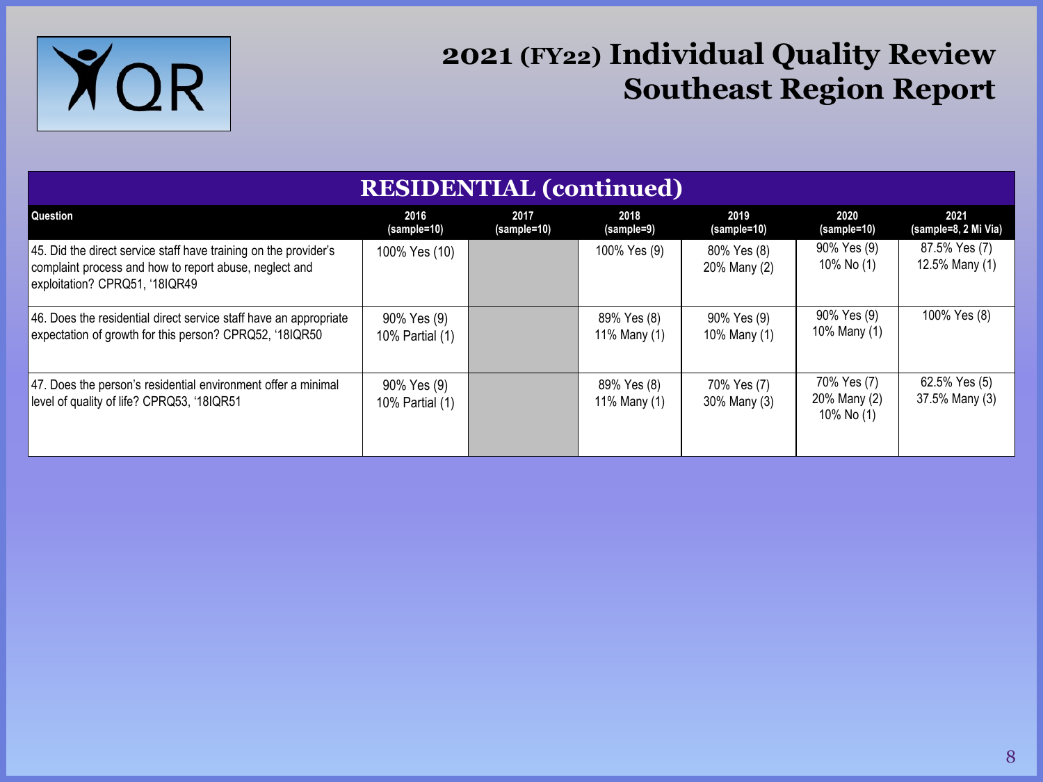# 2021 (FY22) Individual Quality Review Southeast Region Report

## RESIDENTIAL (continued)

| Question | 2016 (sample=10) | 2017 (sample=10) | 2018 (sample=9) | 2019 (sample=10) | 2020 (sample=10) | 2021 (sample=8, 2 Mi Via) |
|---|---|---|---|---|---|---|
| 45. Did the direct service staff have training on the provider's complaint process and how to report abuse, neglect and exploitation? CPRQ51, '18IQR49 | 100% Yes (10) | | 100% Yes (9) | 80% Yes (8)<br>20% Many (2) | 90% Yes (9)<br>10% No (1) | 87.5% Yes (7)<br>12.5% Many (1) |
| 46. Does the residential direct service staff have an appropriate expectation of growth for this person? CPRQ52, '18IQR50 | 90% Yes (9)<br>10% Partial (1) | | 89% Yes (8)<br>11% Many (1) | 90% Yes (9)<br>10% Many (1) | 90% Yes (9)<br>10% Many (1) | 100% Yes (8) |
| 47. Does the person's residential environment offer a minimal level of quality of life? CPRQ53, '18IQR51 | 90% Yes (9)<br>10% Partial (1) | | 89% Yes (8)<br>11% Many (1) | 70% Yes (7)<br>30% Many (3) | 70% Yes (7)<br>20% Many (2)<br>10% No (1) | 62.5% Yes (5)<br>37.5% Many (3) |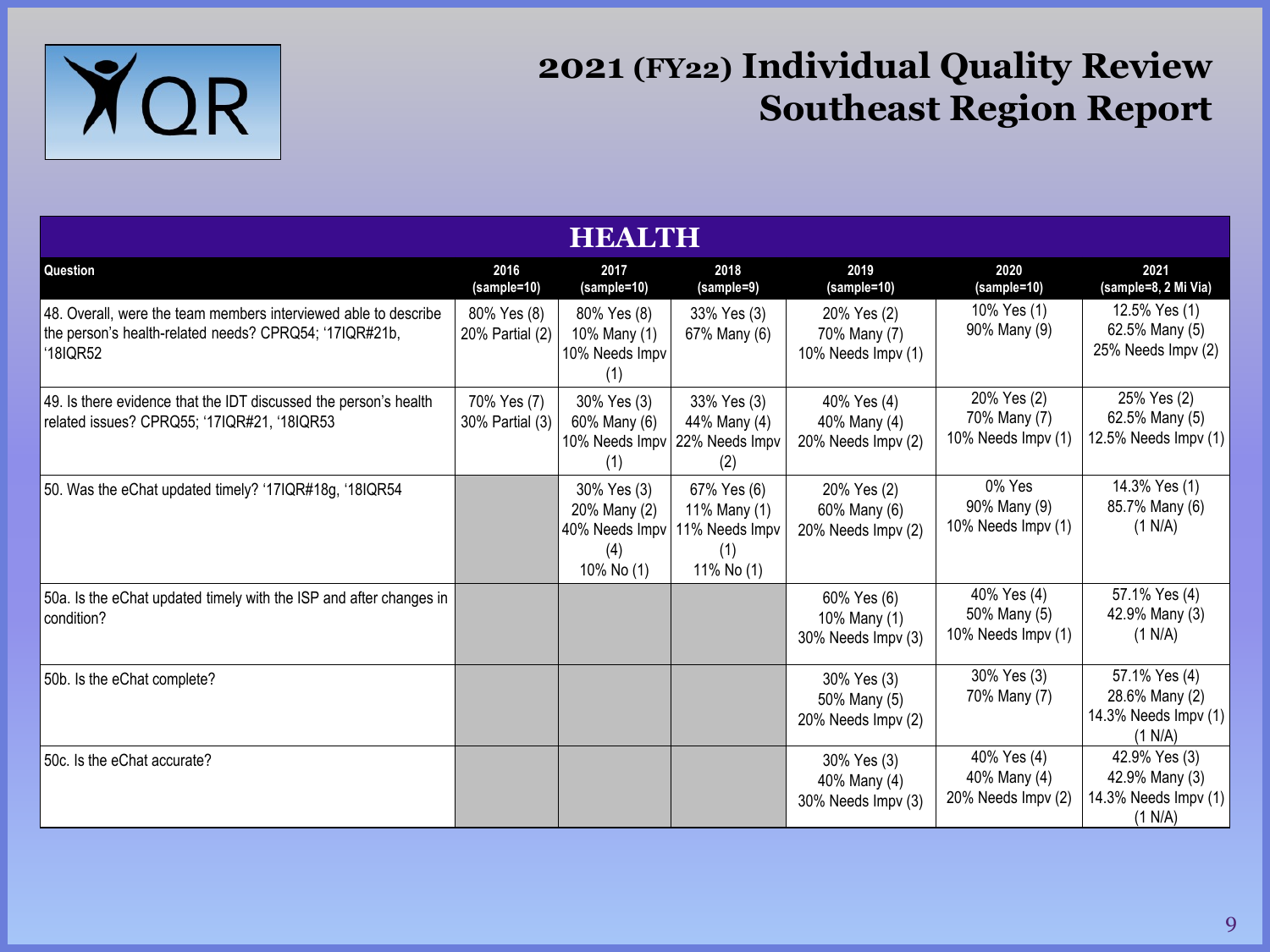# 2021 (FY22) Individual Quality Review Southeast Region Report

## HEALTH

| Question | 2016 (sample=10) | 2017 (sample=10) | 2018 (sample=9) | 2019 (sample=10) | 2020 (sample=10) | 2021 (sample=8, 2 Mi Via) |
|---|---|---|---|---|---|---|
| 48. Overall, were the team members interviewed able to describe the person's health-related needs? CPRQ54; '17IQR#21b, '18IQR52 | 80% Yes (8) 20% Partial (2) | 80% Yes (8) 10% Many (1) 10% Needs Impv (1) | 33% Yes (3) 67% Many (6) | 20% Yes (2) 70% Many (7) 10% Needs Impv (1) | 10% Yes (1) 90% Many (9) | 12.5% Yes (1) 62.5% Many (5) 25% Needs Impv (2) |
| 49. Is there evidence that the IDT discussed the person's health related issues? CPRQ55; '17IQR#21, '18IQR53 | 70% Yes (7) 30% Partial (3) | 30% Yes (3) 60% Many (6) 10% Needs Impv (1) | 33% Yes (3) 44% Many (4) 22% Needs Impv (2) | 40% Yes (4) 40% Many (4) 20% Needs Impv (2) | 20% Yes (2) 70% Many (7) 10% Needs Impv (1) | 25% Yes (2) 62.5% Many (5) 12.5% Needs Impv (1) |
| 50. Was the eChat updated timely? '17IQR#18g, '18IQR54 | | 30% Yes (3) 20% Many (2) 40% Needs Impv (4) 10% No (1) | 67% Yes (6) 11% Many (1) 11% Needs Impv (1) 11% No (1) | 20% Yes (2) 60% Many (6) 20% Needs Impv (2) | 0% Yes 90% Many (9) 10% Needs Impv (1) | 14.3% Yes (1) 85.7% Many (6) (1 N/A) |
| 50a. Is the eChat updated timely with the ISP and after changes in condition? | | | | 60% Yes (6) 10% Many (1) 30% Needs Impv (3) | 40% Yes (4) 50% Many (5) 10% Needs Impv (1) | 57.1% Yes (4) 42.9% Many (3) (1 N/A) |
| 50b. Is the eChat complete? | | | | 30% Yes (3) 50% Many (5) 20% Needs Impv (2) | 30% Yes (3) 70% Many (7) | 57.1% Yes (4) 28.6% Many (2) 14.3% Needs Impv (1) (1 N/A) |
| 50c. Is the eChat accurate? | | | | 30% Yes (3) 40% Many (4) 30% Needs Impv (3) | 40% Yes (4) 40% Many (4) 20% Needs Impv (2) | 42.9% Yes (3) 42.9% Many (3) 14.3% Needs Impv (1) (1 N/A) |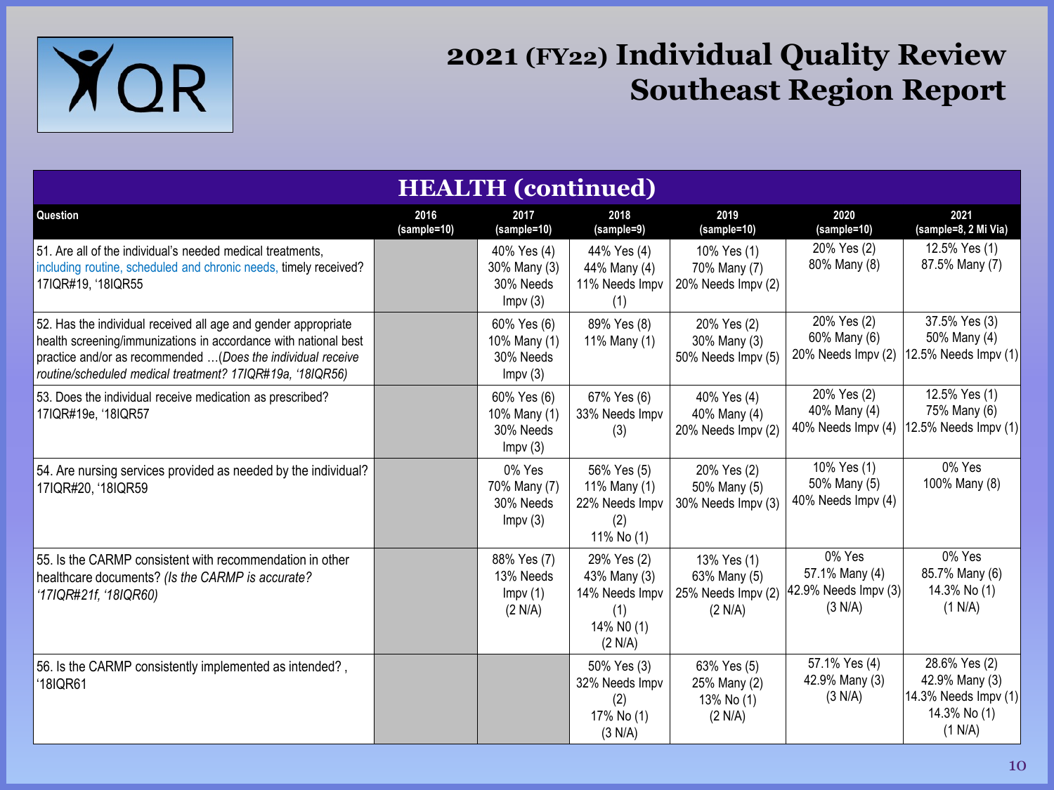# 2021 (FY22) Individual Quality Review Southeast Region Report

## HEALTH (continued)

| Question | 2016 (sample=10) | 2017 (sample=10) | 2018 (sample=9) | 2019 (sample=10) | 2020 (sample=10) | 2021 (sample=8, 2 Mi Via) |
|---|---|---|---|---|---|---|
| 51. Are all of the individual's needed medical treatments, including routine, scheduled and chronic needs, timely received? 17IQR#19, '18IQR55 | | 40% Yes (4) 30% Many (3) 30% Needs Impv (3) | 44% Yes (4) 44% Many (4) 11% Needs Impv (1) | 10% Yes (1) 70% Many (7) 20% Needs Impv (2) | 20% Yes (2) 80% Many (8) | 12.5% Yes (1) 87.5% Many (7) |
| 52. Has the individual received all age and gender appropriate health screening/immunizations in accordance with national best practice and/or as recommended …(*Does the individual receive routine/scheduled medical treatment? 17IQR#19a, '18IQR56)* | | 60% Yes (6) 10% Many (1) 30% Needs Impv (3) | 89% Yes (8) 11% Many (1) | 20% Yes (2) 30% Many (3) 50% Needs Impv (5) | 20% Yes (2) 60% Many (6) 20% Needs Impv (2) | 37.5% Yes (3) 50% Many (4) 12.5% Needs Impv (1) |
| 53. Does the individual receive medication as prescribed? 17IQR#19e, '18IQR57 | | 60% Yes (6) 10% Many (1) 30% Needs Impv (3) | 67% Yes (6) 33% Needs Impv (3) | 40% Yes (4) 40% Many (4) 20% Needs Impv (2) | 20% Yes (2) 40% Many (4) 40% Needs Impv (4) | 12.5% Yes (1) 75% Many (6) 12.5% Needs Impv (1) |
| 54. Are nursing services provided as needed by the individual? 17IQR#20, '18IQR59 | | 0% Yes 70% Many (7) 30% Needs Impv (3) | 56% Yes (5) 11% Many (1) 22% Needs Impv (2) 11% No (1) | 20% Yes (2) 50% Many (5) 30% Needs Impv (3) | 10% Yes (1) 50% Many (5) 40% Needs Impv (4) | 0% Yes 100% Many (8) |
| 55. Is the CARMP consistent with recommendation in other healthcare documents? *(Is the CARMP is accurate? '17IQR#21f, '18IQR60)* | | 88% Yes (7) 13% Needs Impv (1) (2 N/A) | 29% Yes (2) 43% Many (3) 14% Needs Impv (1) 14% N0 (1) (2 N/A) | 13% Yes (1) 63% Many (5) 25% Needs Impv (2) (2 N/A) | 0% Yes 57.1% Many (4) 42.9% Needs Impv (3) (3 N/A) | 0% Yes 85.7% Many (6) 14.3% No (1) (1 N/A) |
| 56. Is the CARMP consistently implemented as intended? , '18IQR61 | | | 50% Yes (3) 32% Needs Impv (2) 17% No (1) (3 N/A) | 63% Yes (5) 25% Many (2) 13% No (1) (2 N/A) | 57.1% Yes (4) 42.9% Many (3) (3 N/A) | 28.6% Yes (2) 42.9% Many (3) 14.3% Needs Impv (1) 14.3% No (1) (1 N/A) |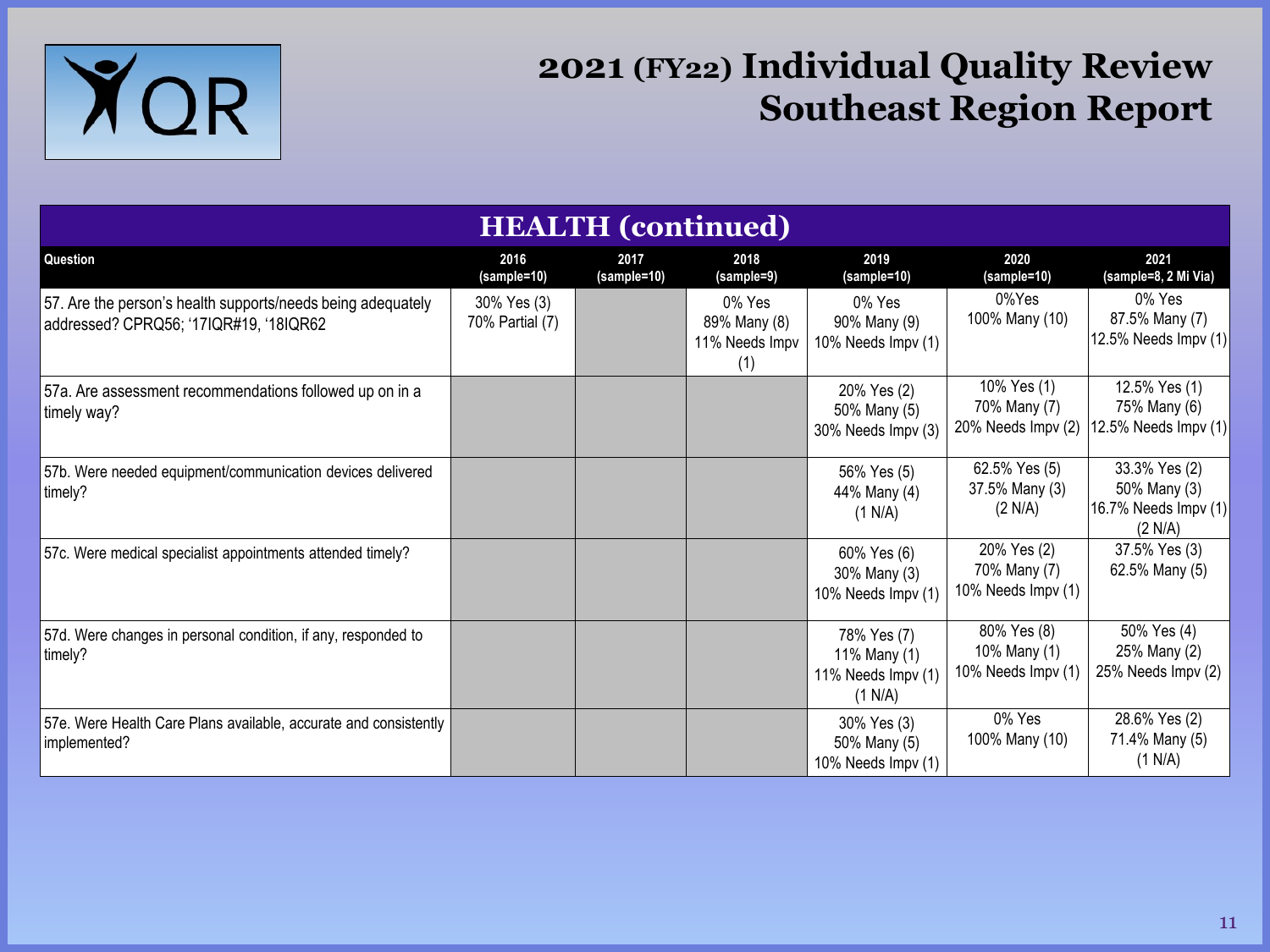# 2021 (FY22) Individual Quality Review Southeast Region Report

## HEALTH (continued)

| Question | 2016 (sample=10) | 2017 (sample=10) | 2018 (sample=9) | 2019 (sample=10) | 2020 (sample=10) | 2021 (sample=8, 2 Mi Via) |
|---|---|---|---|---|---|---|
| 57. Are the person's health supports/needs being adequately addressed? CPRQ56; '17IQR#19, '18IQR62 | 30% Yes (3)<br>70% Partial (7) | | 0% Yes<br>89% Many (8)<br>11% Needs Impv (1) | 0% Yes<br>90% Many (9)<br>10% Needs Impv (1) | 0%Yes<br>100% Many (10) | 0% Yes<br>87.5% Many (7)<br>12.5% Needs Impv (1) |
| 57a. Are assessment recommendations followed up on in a timely way? | | | | 20% Yes (2)<br>50% Many (5)<br>30% Needs Impv (3) | 10% Yes (1)<br>70% Many (7)<br>20% Needs Impv (2) | 12.5% Yes (1)<br>75% Many (6)<br>12.5% Needs Impv (1) |
| 57b. Were needed equipment/communication devices delivered timely? | | | | 56% Yes (5)<br>44% Many (4)<br>(1 N/A) | 62.5% Yes (5)<br>37.5% Many (3)<br>(2 N/A) | 33.3% Yes (2)<br>50% Many (3)<br>16.7% Needs Impv (1)<br>(2 N/A) |
| 57c. Were medical specialist appointments attended timely? | | | | 60% Yes (6)<br>30% Many (3)<br>10% Needs Impv (1) | 20% Yes (2)<br>70% Many (7)<br>10% Needs Impv (1) | 37.5% Yes (3)<br>62.5% Many (5) |
| 57d. Were changes in personal condition, if any, responded to timely? | | | | 78% Yes (7)<br>11% Many (1)<br>11% Needs Impv (1)<br>(1 N/A) | 80% Yes (8)<br>10% Many (1)<br>10% Needs Impv (1) | 50% Yes (4)<br>25% Many (2)<br>25% Needs Impv (2) |
| 57e. Were Health Care Plans available, accurate and consistently implemented? | | | | 30% Yes (3)<br>50% Many (5)<br>10% Needs Impv (1) | 0% Yes<br>100% Many (10) | 28.6% Yes (2)<br>71.4% Many (5)<br>(1 N/A) |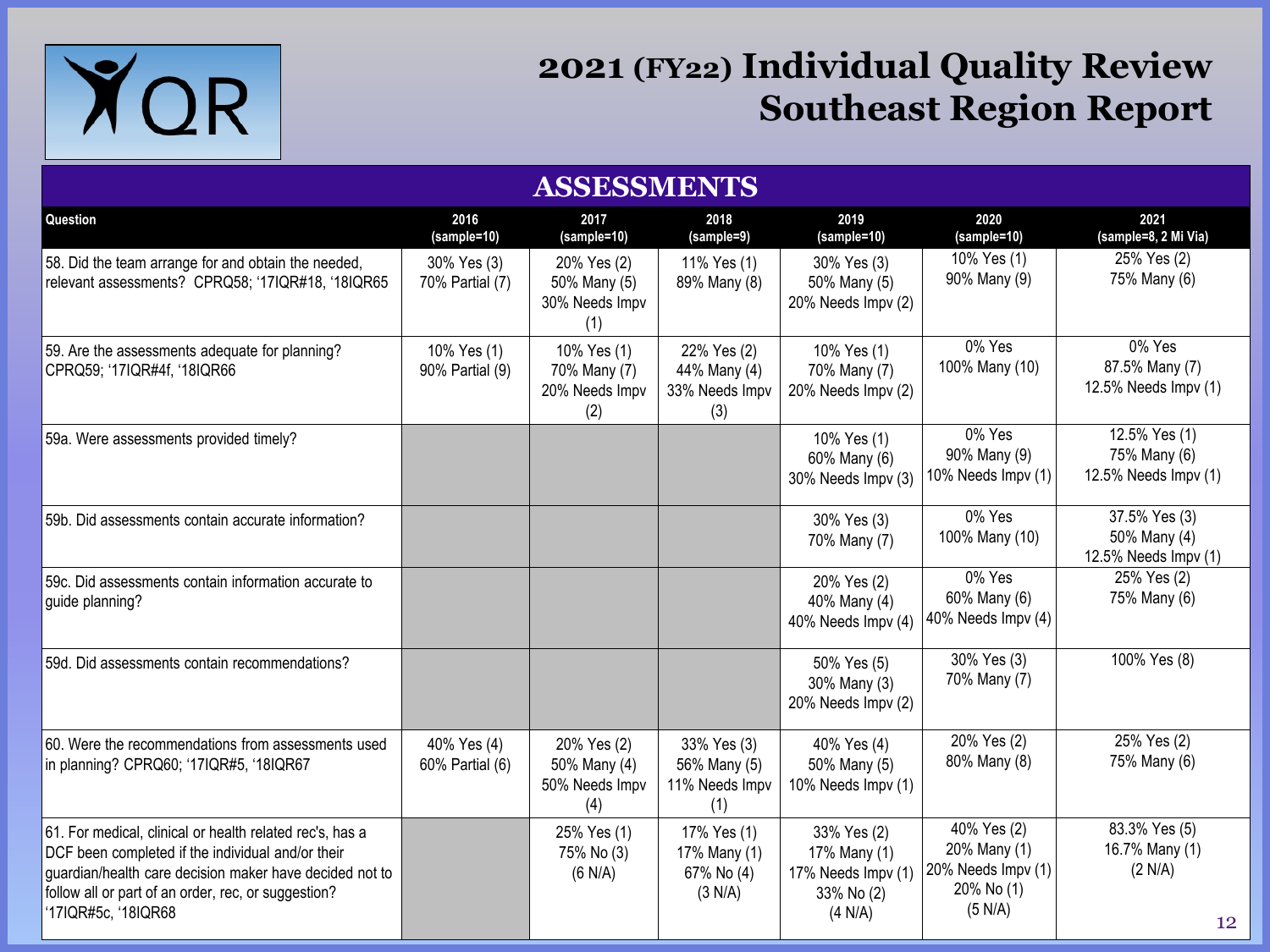# 2021 (FY22) Individual Quality Review Southeast Region Report

## ASSESSMENTS

| Question | 2016 (sample=10) | 2017 (sample=10) | 2018 (sample=9) | 2019 (sample=10) | 2020 (sample=10) | 2021 (sample=8, 2 Mi Via) |
|---|---|---|---|---|---|---|
| 58. Did the team arrange for and obtain the needed, relevant assessments? CPRQ58; '17IQR#18, '18IQR65 | 30% Yes (3)<br>70% Partial (7) | 20% Yes (2)<br>50% Many (5)<br>30% Needs Impv (1) | 11% Yes (1)<br>89% Many (8) | 30% Yes (3)<br>50% Many (5)<br>20% Needs Impv (2) | 10% Yes (1)<br>90% Many (9) | 25% Yes (2)<br>75% Many (6) |
| 59. Are the assessments adequate for planning? CPRQ59; '17IQR#4f, '18IQR66 | 10% Yes (1)<br>90% Partial (9) | 10% Yes (1)<br>70% Many (7)<br>20% Needs Impv (2) | 22% Yes (2)<br>44% Many (4)<br>33% Needs Impv (3) | 10% Yes (1)<br>70% Many (7)<br>20% Needs Impv (2) | 0% Yes<br>100% Many (10) | 0% Yes<br>87.5% Many (7)<br>12.5% Needs Impv (1) |
| 59a. Were assessments provided timely? | | | | 10% Yes (1)<br>60% Many (6)<br>30% Needs Impv (3) | 0% Yes<br>90% Many (9)<br>10% Needs Impv (1) | 12.5% Yes (1)<br>75% Many (6)<br>12.5% Needs Impv (1) |
| 59b. Did assessments contain accurate information? | | | | 30% Yes (3)<br>70% Many (7) | 0% Yes<br>100% Many (10) | 37.5% Yes (3)<br>50% Many (4)<br>12.5% Needs Impv (1) |
| 59c. Did assessments contain information accurate to guide planning? | | | | 20% Yes (2)<br>40% Many (4)<br>40% Needs Impv (4) | 0% Yes<br>60% Many (6)<br>40% Needs Impv (4) | 25% Yes (2)<br>75% Many (6) |
| 59d. Did assessments contain recommendations? | | | | 50% Yes (5)<br>30% Many (3)<br>20% Needs Impv (2) | 30% Yes (3)<br>70% Many (7) | 100% Yes (8) |
| 60. Were the recommendations from assessments used in planning? CPRQ60; '17IQR#5, '18IQR67 | 40% Yes (4)<br>60% Partial (6) | 20% Yes (2)<br>50% Many (4)<br>50% Needs Impv (4) | 33% Yes (3)<br>56% Many (5)<br>11% Needs Impv (1) | 40% Yes (4)<br>50% Many (5)<br>10% Needs Impv (1) | 20% Yes (2)<br>80% Many (8) | 25% Yes (2)<br>75% Many (6) |
| 61. For medical, clinical or health related rec's, has a DCF been completed if the individual and/or their guardian/health care decision maker have decided not to follow all or part of an order, rec, or suggestion? '17IQR#5c, '18IQR68 | | 25% Yes (1)<br>75% No (3)<br>(6 N/A) | 17% Yes (1)<br>17% Many (1)<br>67% No (4)<br>(3 N/A) | 33% Yes (2)<br>17% Many (1)<br>17% Needs Impv (1)<br>33% No (2)<br>(4 N/A) | 40% Yes (2)<br>20% Many (1)<br>20% Needs Impv (1)<br>20% No (1)<br>(5 N/A) | 83.3% Yes (5)<br>16.7% Many (1)<br>(2 N/A) |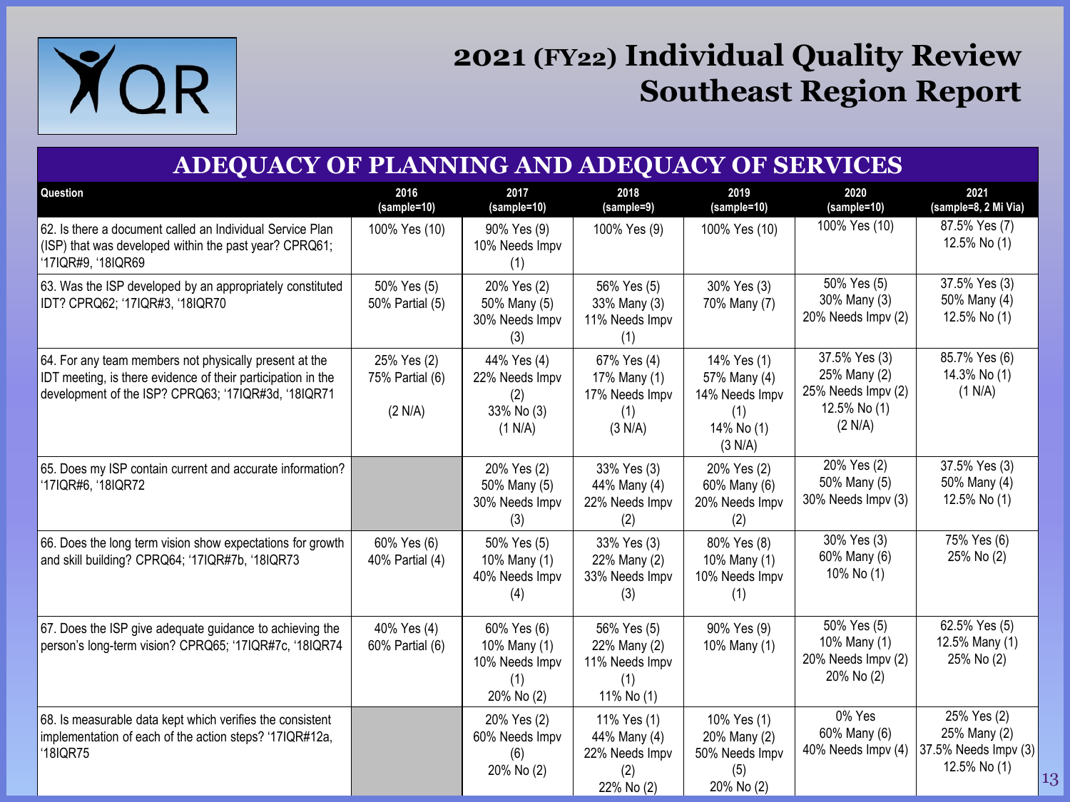# 2021 (FY22) Individual Quality Review
# Southeast Region Report

## ADEQUACY OF PLANNING AND ADEQUACY OF SERVICES

| Question | 2016 (sample=10) | 2017 (sample=10) | 2018 (sample=9) | 2019 (sample=10) | 2020 (sample=10) | 2021 (sample=8, 2 Mi Via) |
|---|---|---|---|---|---|---|
| 62. Is there a document called an Individual Service Plan (ISP) that was developed within the past year? CPRQ61; '17IQR#9, '18IQR69 | 100% Yes (10) | 90% Yes (9)<br>10% Needs Impv (1) | 100% Yes (9) | 100% Yes (10) | 100% Yes (10) | 87.5% Yes (7)<br>12.5% No (1) |
| 63. Was the ISP developed by an appropriately constituted IDT? CPRQ62; '17IQR#3, '18IQR70 | 50% Yes (5)<br>50% Partial (5) | 20% Yes (2)<br>50% Many (5)<br>30% Needs Impv (3) | 56% Yes (5)<br>33% Many (3)<br>11% Needs Impv (1) | 30% Yes (3)<br>70% Many (7) | 50% Yes (5)<br>30% Many (3)<br>20% Needs Impv (2) | 37.5% Yes (3)<br>50% Many (4)<br>12.5% No (1) |
| 64. For any team members not physically present at the IDT meeting, is there evidence of their participation in the development of the ISP? CPRQ63; '17IQR#3d, '18IQR71 | 25% Yes (2)<br>75% Partial (6)<br>(2 N/A) | 44% Yes (4)<br>22% Needs Impv (2)<br>33% No (3)<br>(1 N/A) | 67% Yes (4)<br>17% Many (1)<br>17% Needs Impv (1)<br>(3 N/A) | 14% Yes (1)<br>57% Many (4)<br>14% Needs Impv (1)<br>14% No (1)<br>(3 N/A) | 37.5% Yes (3)<br>25% Many (2)<br>25% Needs Impv (2)<br>12.5% No (1)<br>(2 N/A) | 85.7% Yes (6)<br>14.3% No (1)<br>(1 N/A) |
| 65. Does my ISP contain current and accurate information? '17IQR#6, '18IQR72 | | 20% Yes (2)<br>50% Many (5)<br>30% Needs Impv (3) | 33% Yes (3)<br>44% Many (4)<br>22% Needs Impv (2) | 20% Yes (2)<br>60% Many (6)<br>20% Needs Impv (2) | 20% Yes (2)<br>50% Many (5)<br>30% Needs Impv (3) | 37.5% Yes (3)<br>50% Many (4)<br>12.5% No (1) |
| 66. Does the long term vision show expectations for growth and skill building? CPRQ64; '17IQR#7b, '18IQR73 | 60% Yes (6)<br>40% Partial (4) | 50% Yes (5)<br>10% Many (1)<br>40% Needs Impv (4) | 33% Yes (3)<br>22% Many (2)<br>33% Needs Impv (3) | 80% Yes (8)<br>10% Many (1)<br>10% Needs Impv (1) | 30% Yes (3)<br>60% Many (6)<br>10% No (1) | 75% Yes (6)<br>25% No (2) |
| 67. Does the ISP give adequate guidance to achieving the person's long-term vision? CPRQ65; '17IQR#7c, '18IQR74 | 40% Yes (4)<br>60% Partial (6) | 60% Yes (6)<br>10% Many (1)<br>10% Needs Impv (1)<br>20% No (2) | 56% Yes (5)<br>22% Many (2)<br>11% Needs Impv (1)<br>11% No (1) | 90% Yes (9)<br>10% Many (1) | 50% Yes (5)<br>10% Many (1)<br>20% Needs Impv (2)<br>20% No (2) | 62.5% Yes (5)<br>12.5% Many (1)<br>25% No (2) |
| 68. Is measurable data kept which verifies the consistent implementation of each of the action steps? '17IQR#12a, '18IQR75 | | 20% Yes (2)<br>60% Needs Impv (6)<br>20% No (2) | 11% Yes (1)<br>44% Many (4)<br>22% Needs Impv (2)<br>22% No (2) | 10% Yes (1)<br>20% Many (2)<br>50% Needs Impv (5)<br>20% No (2) | 0% Yes<br>60% Many (6)<br>40% Needs Impv (4) | 25% Yes (2)<br>25% Many (2)<br>37.5% Needs Impv (3)<br>12.5% No (1) |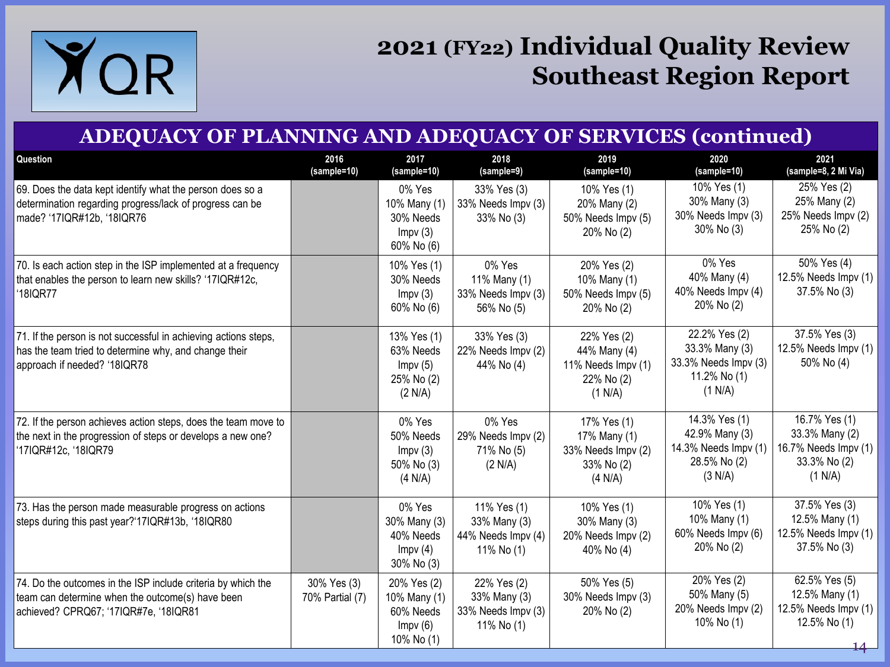# 2021 (FY22) Individual Quality Review Southeast Region Report

## ADEQUACY OF PLANNING AND ADEQUACY OF SERVICES (continued)

| Question | 2016 (sample=10) | 2017 (sample=10) | 2018 (sample=9) | 2019 (sample=10) | 2020 (sample=10) | 2021 (sample=8, 2 Mi Via) |
|---|---|---|---|---|---|---|
| 69. Does the data kept identify what the person does so a determination regarding progress/lack of progress can be made? '17IQR#12b, '18IQR76 | | 0% Yes<br>10% Many (1)<br>30% Needs Impv (3)<br>60% No (6) | 33% Yes (3)<br>33% Needs Impv (3)<br>33% No (3) | 10% Yes (1)<br>20% Many (2)<br>50% Needs Impv (5)<br>20% No (2) | 10% Yes (1)<br>30% Many (3)<br>30% Needs Impv (3)<br>30% No (3) | 25% Yes (2)<br>25% Many (2)<br>25% Needs Impv (2)<br>25% No (2) |
| 70. Is each action step in the ISP implemented at a frequency that enables the person to learn new skills? '17IQR#12c, '18IQR77 | | 10% Yes (1)<br>30% Needs Impv (3)<br>60% No (6) | 0% Yes<br>11% Many (1)<br>33% Needs Impv (3)<br>56% No (5) | 20% Yes (2)<br>10% Many (1)<br>50% Needs Impv (5)<br>20% No (2) | 0% Yes<br>40% Many (4)<br>40% Needs Impv (4)<br>20% No (2) | 50% Yes (4)<br>12.5% Needs Impv (1)<br>37.5% No (3) |
| 71. If the person is not successful in achieving actions steps, has the team tried to determine why, and change their approach if needed? '18IQR78 | | 13% Yes (1)<br>63% Needs Impv (5)<br>25% No (2)<br>(2 N/A) | 33% Yes (3)<br>22% Needs Impv (2)<br>44% No (4) | 22% Yes (2)<br>44% Many (4)<br>11% Needs Impv (1)<br>22% No (2)<br>(1 N/A) | 22.2% Yes (2)<br>33.3% Many (3)<br>33.3% Needs Impv (3)<br>11.2% No (1)<br>(1 N/A) | 37.5% Yes (3)<br>12.5% Needs Impv (1)<br>50% No (4) |
| 72. If the person achieves action steps, does the team move to the next in the progression of steps or develops a new one? '17IQR#12c, '18IQR79 | | 0% Yes<br>50% Needs Impv (3)<br>50% No (3)<br>(4 N/A) | 0% Yes<br>29% Needs Impv (2)<br>71% No (5)<br>(2 N/A) | 17% Yes (1)<br>17% Many (1)<br>33% Needs Impv (2)<br>33% No (2)<br>(4 N/A) | 14.3% Yes (1)<br>42.9% Many (3)<br>14.3% Needs Impv (1)<br>28.5% No (2)<br>(3 N/A) | 16.7% Yes (1)<br>33.3% Many (2)<br>16.7% Needs Impv (1)<br>33.3% No (2)<br>(1 N/A) |
| 73. Has the person made measurable progress on actions steps during this past year?'17IQR#13b, '18IQR80 | | 0% Yes<br>30% Many (3)<br>40% Needs Impv (4)<br>30% No (3) | 11% Yes (1)<br>33% Many (3)<br>44% Needs Impv (4)<br>11% No (1) | 10% Yes (1)<br>30% Many (3)<br>20% Needs Impv (2)<br>40% No (4) | 10% Yes (1)<br>10% Many (1)<br>60% Needs Impv (6)<br>20% No (2) | 37.5% Yes (3)<br>12.5% Many (1)<br>12.5% Needs Impv (1)<br>37.5% No (3) |
| 74. Do the outcomes in the ISP include criteria by which the team can determine when the outcome(s) have been achieved? CPRQ67; '17IQR#7e, '18IQR81 | 30% Yes (3)<br>70% Partial (7) | 20% Yes (2)<br>10% Many (1)<br>60% Needs Impv (6)<br>10% No (1) | 22% Yes (2)<br>33% Many (3)<br>33% Needs Impv (3)<br>11% No (1) | 50% Yes (5)<br>30% Needs Impv (3)<br>20% No (2) | 20% Yes (2)<br>50% Many (5)<br>20% Needs Impv (2)<br>10% No (1) | 62.5% Yes (5)<br>12.5% Many (1)<br>12.5% Needs Impv (1)<br>12.5% No (1) |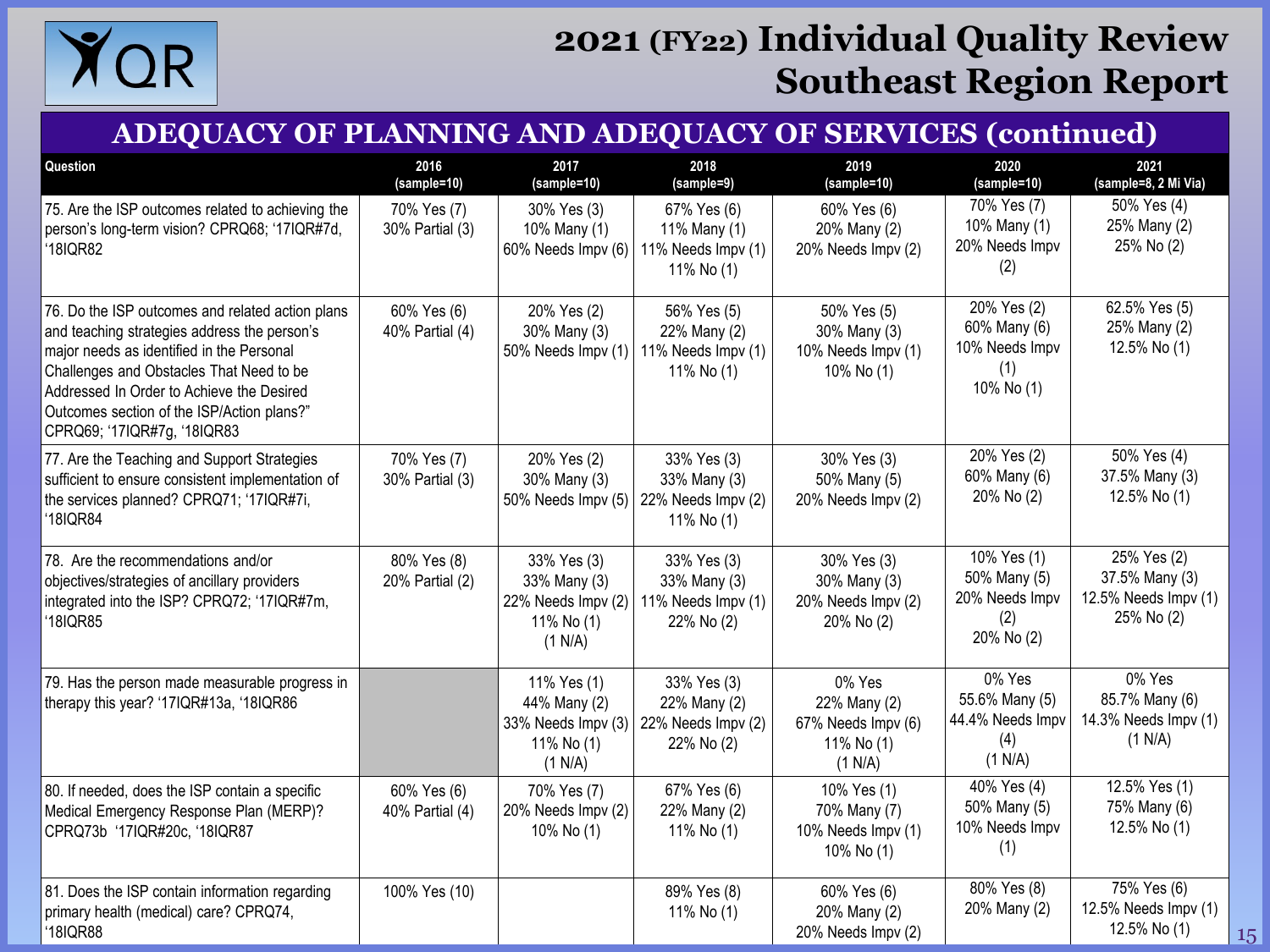# 2021 (FY22) Individual Quality Review Southeast Region Report

## ADEQUACY OF PLANNING AND ADEQUACY OF SERVICES (continued)

| Question | 2016 (sample=10) | 2017 (sample=10) | 2018 (sample=9) | 2019 (sample=10) | 2020 (sample=10) | 2021 (sample=8, 2 Mi Via) |
|---|---|---|---|---|---|---|
| 75. Are the ISP outcomes related to achieving the person's long-term vision? CPRQ68; '17IQR#7d, '18IQR82 | 70% Yes (7)<br>30% Partial (3) | 30% Yes (3)<br>10% Many (1)<br>60% Needs Impv (6) | 67% Yes (6)<br>11% Many (1)<br>11% Needs Impv (1)<br>11% No (1) | 60% Yes (6)<br>20% Many (2)<br>20% Needs Impv (2) | 70% Yes (7)<br>10% Many (1)<br>20% Needs Impv (2) | 50% Yes (4)<br>25% Many (2)<br>25% No (2) |
| 76. Do the ISP outcomes and related action plans and teaching strategies address the person's major needs as identified in the Personal Challenges and Obstacles That Need to be Addressed In Order to Achieve the Desired Outcomes section of the ISP/Action plans?" CPRQ69; '17IQR#7g, '18IQR83 | 60% Yes (6)<br>40% Partial (4) | 20% Yes (2)<br>30% Many (3)<br>50% Needs Impv (1) | 56% Yes (5)<br>22% Many (2)<br>11% Needs Impv (1)<br>11% No (1) | 50% Yes (5)<br>30% Many (3)<br>10% Needs Impv (1)<br>10% No (1) | 20% Yes (2)<br>60% Many (6)<br>10% Needs Impv (1)<br>10% No (1) | 62.5% Yes (5)<br>25% Many (2)<br>12.5% No (1) |
| 77. Are the Teaching and Support Strategies sufficient to ensure consistent implementation of the services planned? CPRQ71; '17IQR#7i, '18IQR84 | 70% Yes (7)<br>30% Partial (3) | 20% Yes (2)<br>30% Many (3)<br>50% Needs Impv (5) | 33% Yes (3)<br>33% Many (3)<br>22% Needs Impv (2)<br>11% No (1) | 30% Yes (3)<br>50% Many (5)<br>20% Needs Impv (2) | 20% Yes (2)<br>60% Many (6)<br>20% No (2) | 50% Yes (4)<br>37.5% Many (3)<br>12.5% No (1) |
| 78. Are the recommendations and/or objectives/strategies of ancillary providers integrated into the ISP? CPRQ72; '17IQR#7m, '18IQR85 | 80% Yes (8)<br>20% Partial (2) | 33% Yes (3)<br>33% Many (3)<br>22% Needs Impv (2)<br>11% No (1)<br>(1 N/A) | 33% Yes (3)<br>33% Many (3)<br>11% Needs Impv (1)<br>22% No (2) | 30% Yes (3)<br>30% Many (3)<br>20% Needs Impv (2)<br>20% No (2) | 10% Yes (1)<br>50% Many (5)<br>20% Needs Impv (2)<br>20% No (2) | 25% Yes (2)<br>37.5% Many (3)<br>12.5% Needs Impv (1)<br>25% No (2) |
| 79. Has the person made measurable progress in therapy this year? '17IQR#13a, '18IQR86 | | 11% Yes (1)<br>44% Many (2)<br>33% Needs Impv (3)<br>11% No (1)<br>(1 N/A) | 33% Yes (3)<br>22% Many (2)<br>22% Needs Impv (2)<br>22% No (2) | 0% Yes<br>22% Many (2)<br>67% Needs Impv (6)<br>11% No (1)<br>(1 N/A) | 0% Yes<br>55.6% Many (5)<br>44.4% Needs Impv (4)<br>(1 N/A) | 0% Yes<br>85.7% Many (6)<br>14.3% Needs Impv (1)<br>(1 N/A) |
| 80. If needed, does the ISP contain a specific Medical Emergency Response Plan (MERP)? CPRQ73b '17IQR#20c, '18IQR87 | 60% Yes (6)<br>40% Partial (4) | 70% Yes (7)<br>20% Needs Impv (2)<br>10% No (1) | 67% Yes (6)<br>22% Many (2)<br>11% No (1) | 10% Yes (1)<br>70% Many (7)<br>10% Needs Impv (1)<br>10% No (1) | 40% Yes (4)<br>50% Many (5)<br>10% Needs Impv (1) | 12.5% Yes (1)<br>75% Many (6)<br>12.5% No (1) |
| 81. Does the ISP contain information regarding primary health (medical) care? CPRQ74, '18IQR88 | 100% Yes (10) | | 89% Yes (8)<br>11% No (1) | 60% Yes (6)<br>20% Many (2)<br>20% Needs Impv (2) | 80% Yes (8)<br>20% Many (2) | 75% Yes (6)<br>12.5% Needs Impv (1)<br>12.5% No (1) |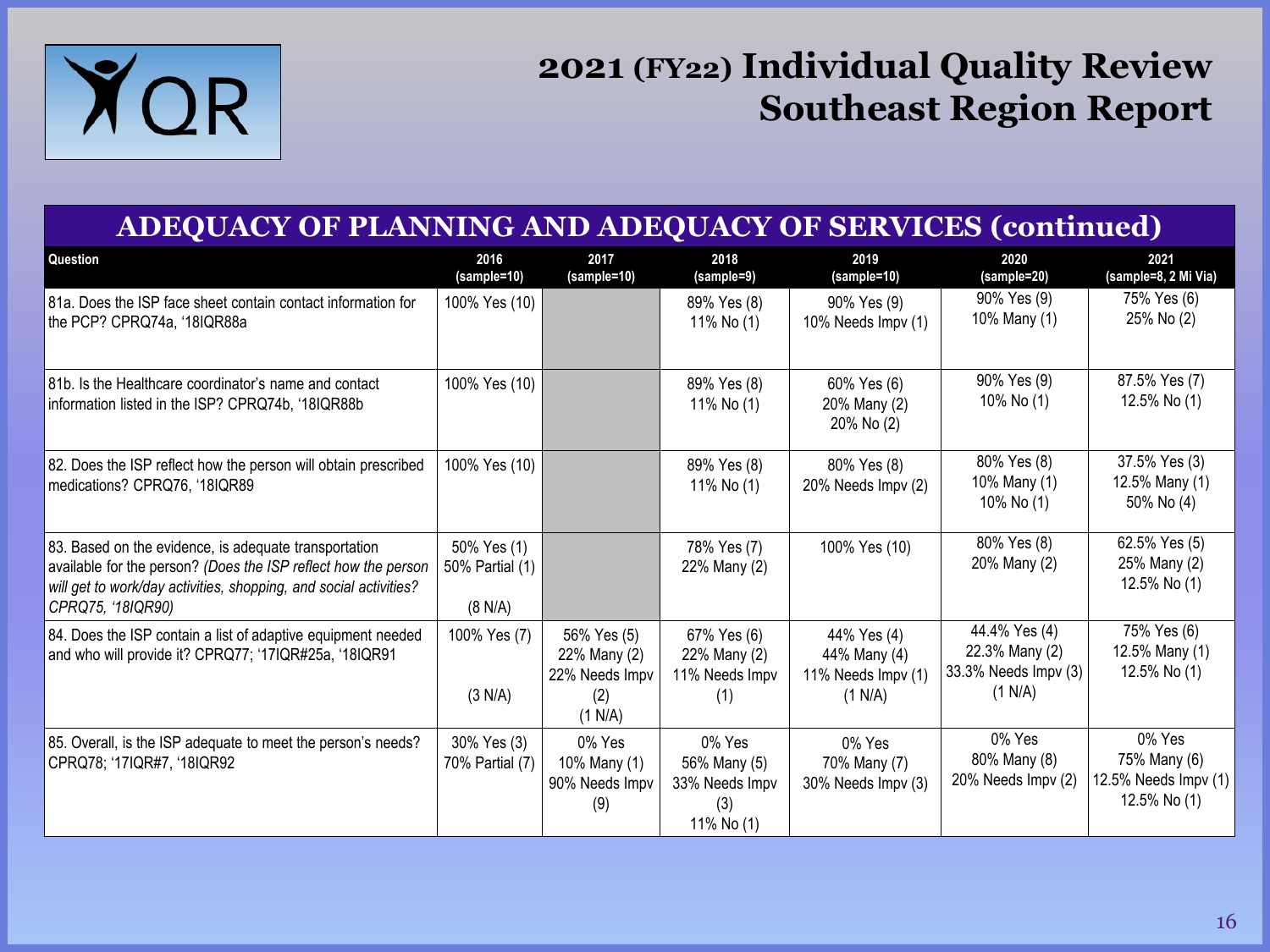# 2021 (FY22) Individual Quality Review Southeast Region Report

## ADEQUACY OF PLANNING AND ADEQUACY OF SERVICES (continued)

| Question | 2016 (sample=10) | 2017 (sample=10) | 2018 (sample=9) | 2019 (sample=10) | 2020 (sample=20) | 2021 (sample=8, 2 Mi Via) |
|---|---|---|---|---|---|---|
| 81a. Does the ISP face sheet contain contact information for the PCP? CPRQ74a, '18IQR88a | 100% Yes (10) | | 89% Yes (8)<br>11% No (1) | 90% Yes (9)<br>10% Needs Impv (1) | 90% Yes (9)<br>10% Many (1) | 75% Yes (6)<br>25% No (2) |
| 81b. Is the Healthcare coordinator's name and contact information listed in the ISP? CPRQ74b, '18IQR88b | 100% Yes (10) | | 89% Yes (8)<br>11% No (1) | 60% Yes (6)<br>20% Many (2)<br>20% No (2) | 90% Yes (9)<br>10% No (1) | 87.5% Yes (7)<br>12.5% No (1) |
| 82. Does the ISP reflect how the person will obtain prescribed medications? CPRQ76, '18IQR89 | 100% Yes (10) | | 89% Yes (8)<br>11% No (1) | 80% Yes (8)<br>20% Needs Impv (2) | 80% Yes (8)<br>10% Many (1)<br>10% No (1) | 37.5% Yes (3)<br>12.5% Many (1)<br>50% No (4) |
| 83. Based on the evidence, is adequate transportation available for the person? *(Does the ISP reflect how the person will get to work/day activities, shopping, and social activities? CPRQ75, '18IQR90)* | 50% Yes (1)<br>50% Partial (1)<br>(8 N/A) | | 78% Yes (7)<br>22% Many (2) | 100% Yes (10) | 80% Yes (8)<br>20% Many (2) | 62.5% Yes (5)<br>25% Many (2)<br>12.5% No (1) |
| 84. Does the ISP contain a list of adaptive equipment needed and who will provide it? CPRQ77; '17IQR#25a, '18IQR91 | 100% Yes (7)<br>(3 N/A) | 56% Yes (5)<br>22% Many (2)<br>22% Needs Impv (2)<br>(1 N/A) | 67% Yes (6)<br>22% Many (2)<br>11% Needs Impv (1) | 44% Yes (4)<br>44% Many (4)<br>11% Needs Impv (1)<br>(1 N/A) | 44.4% Yes (4)<br>22.3% Many (2)<br>33.3% Needs Impv (3)<br>(1 N/A) | 75% Yes (6)<br>12.5% Many (1)<br>12.5% No (1) |
| 85. Overall, is the ISP adequate to meet the person's needs? CPRQ78; '17IQR#7, '18IQR92 | 30% Yes (3)<br>70% Partial (7) | 0% Yes<br>10% Many (1)<br>90% Needs Impv (9) | 0% Yes<br>56% Many (5)<br>33% Needs Impv (3)<br>11% No (1) | 0% Yes<br>70% Many (7)<br>30% Needs Impv (3) | 0% Yes<br>80% Many (8)<br>20% Needs Impv (2) | 0% Yes<br>75% Many (6)<br>12.5% Needs Impv (1)<br>12.5% No (1) |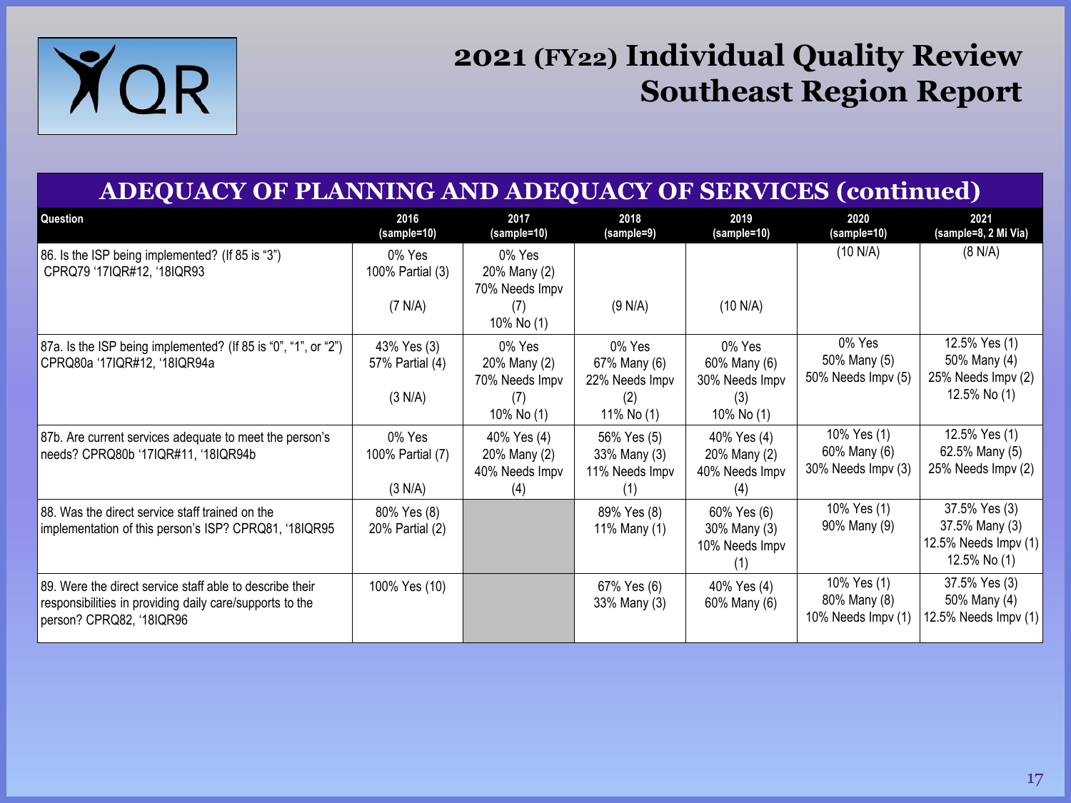# 2021 (FY22) Individual Quality Review Southeast Region Report

## ADEQUACY OF PLANNING AND ADEQUACY OF SERVICES (continued)

| Question | 2016 (sample=10) | 2017 (sample=10) | 2018 (sample=9) | 2019 (sample=10) | 2020 (sample=10) | 2021 (sample=8, 2 Mi Via) |
|---|---|---|---|---|---|---|
| 86. Is the ISP being implemented? (If 85 is "3") CPRQ79 '17IQR#12, '18IQR93 | 0% Yes<br>100% Partial (3)<br><br>(7 N/A) | 0% Yes<br>20% Many (2)<br>70% Needs Impv (7)<br>10% No (1) | (9 N/A) | (10 N/A) | (10 N/A) | (8 N/A) |
| 87a. Is the ISP being implemented? (If 85 is "0", "1", or "2") CPRQ80a '17IQR#12, '18IQR94a | 43% Yes (3)<br>57% Partial (4)<br><br>(3 N/A) | 0% Yes<br>20% Many (2)<br>70% Needs Impv (7)<br>10% No (1) | 0% Yes<br>67% Many (6)<br>22% Needs Impv (2)<br>11% No (1) | 0% Yes<br>60% Many (6)<br>30% Needs Impv (3)<br>10% No (1) | 0% Yes<br>50% Many (5)<br>50% Needs Impv (5) | 12.5% Yes (1)<br>50% Many (4)<br>25% Needs Impv (2)<br>12.5% No (1) |
| 87b. Are current services adequate to meet the person's needs? CPRQ80b '17IQR#11, '18IQR94b | 0% Yes<br>100% Partial (7)<br><br>(3 N/A) | 40% Yes (4)<br>20% Many (2)<br>40% Needs Impv (4) | 56% Yes (5)<br>33% Many (3)<br>11% Needs Impv (1) | 40% Yes (4)<br>20% Many (2)<br>40% Needs Impv (4) | 10% Yes (1)<br>60% Many (6)<br>30% Needs Impv (3) | 12.5% Yes (1)<br>62.5% Many (5)<br>25% Needs Impv (2) |
| 88. Was the direct service staff trained on the implementation of this person's ISP? CPRQ81, '18IQR95 | 80% Yes (8)<br>20% Partial (2) | | 89% Yes (8)<br>11% Many (1) | 60% Yes (6)<br>30% Many (3)<br>10% Needs Impv (1) | 10% Yes (1)<br>90% Many (9) | 37.5% Yes (3)<br>37.5% Many (3)<br>12.5% Needs Impv (1)<br>12.5% No (1) |
| 89. Were the direct service staff able to describe their responsibilities in providing daily care/supports to the person? CPRQ82, '18IQR96 | 100% Yes (10) | | 67% Yes (6)<br>33% Many (3) | 40% Yes (4)<br>60% Many (6) | 10% Yes (1)<br>80% Many (8)<br>10% Needs Impv (1) | 37.5% Yes (3)<br>50% Many (4)<br>12.5% Needs Impv (1) |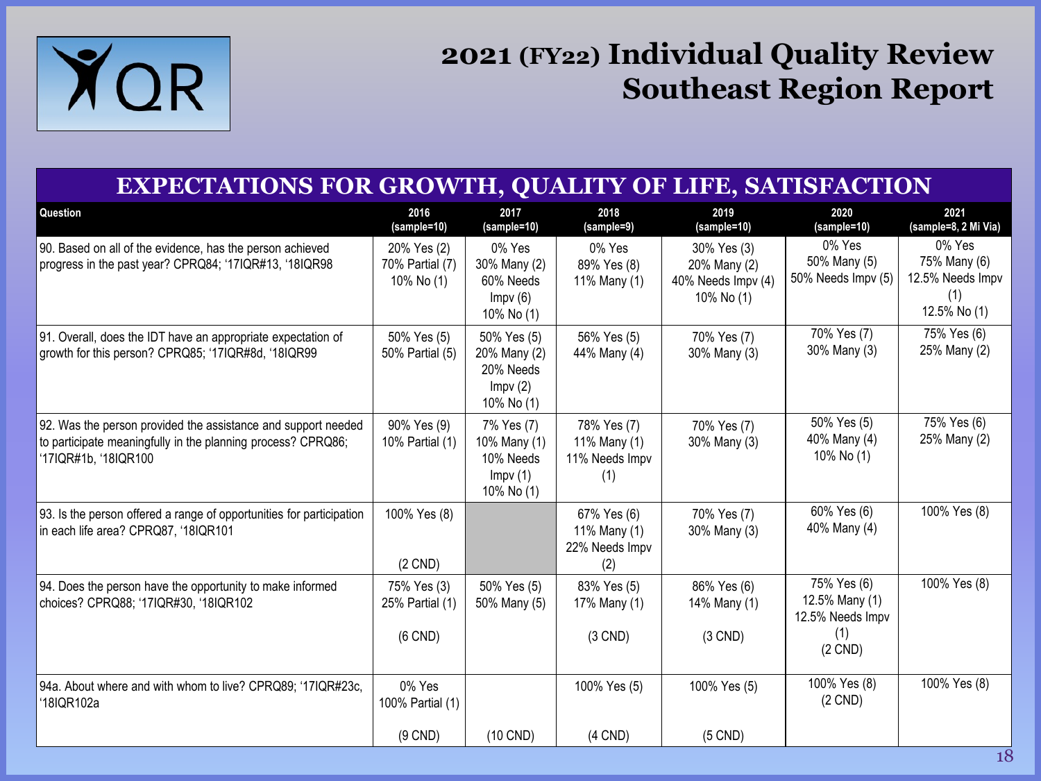# 2021 (FY22) Individual Quality Review Southeast Region Report

## EXPECTATIONS FOR GROWTH, QUALITY OF LIFE, SATISFACTION

| Question | 2016 (sample=10) | 2017 (sample=10) | 2018 (sample=9) | 2019 (sample=10) | 2020 (sample=10) | 2021 (sample=8, 2 Mi Via) |
|---|---|---|---|---|---|---|
| 90. Based on all of the evidence, has the person achieved progress in the past year? CPRQ84; '17IQR#13, '18IQR98 | 20% Yes (2) 70% Partial (7) 10% No (1) | 0% Yes 30% Many (2) 60% Needs Impv (6) 10% No (1) | 0% Yes 89% Yes (8) 11% Many (1) | 30% Yes (3) 20% Many (2) 40% Needs Impv (4) 10% No (1) | 0% Yes 50% Many (5) 50% Needs Impv (5) | 0% Yes 75% Many (6) 12.5% Needs Impv (1) 12.5% No (1) |
| 91. Overall, does the IDT have an appropriate expectation of growth for this person? CPRQ85; '17IQR#8d, '18IQR99 | 50% Yes (5) 50% Partial (5) | 50% Yes (5) 20% Many (2) 20% Needs Impv (2) 10% No (1) | 56% Yes (5) 44% Many (4) | 70% Yes (7) 30% Many (3) | 70% Yes (7) 30% Many (3) | 75% Yes (6) 25% Many (2) |
| 92. Was the person provided the assistance and support needed to participate meaningfully in the planning process? CPRQ86; '17IQR#1b, '18IQR100 | 90% Yes (9) 10% Partial (1) | 7% Yes (7) 10% Many (1) 10% Needs Impv (1) 10% No (1) | 78% Yes (7) 11% Many (1) 11% Needs Impv (1) | 70% Yes (7) 30% Many (3) | 50% Yes (5) 40% Many (4) 10% No (1) | 75% Yes (6) 25% Many (2) |
| 93. Is the person offered a range of opportunities for participation in each life area? CPRQ87, '18IQR101 | 100% Yes (8) (2 CND) | | 67% Yes (6) 11% Many (1) 22% Needs Impv (2) | 70% Yes (7) 30% Many (3) | 60% Yes (6) 40% Many (4) | 100% Yes (8) |
| 94. Does the person have the opportunity to make informed choices? CPRQ88; '17IQR#30, '18IQR102 | 75% Yes (3) 25% Partial (1) (6 CND) | 50% Yes (5) 50% Many (5) | 83% Yes (5) 17% Many (1) (3 CND) | 86% Yes (6) 14% Many (1) (3 CND) | 75% Yes (6) 12.5% Many (1) 12.5% Needs Impv (1) (2 CND) | 100% Yes (8) |
| 94a. About where and with whom to live? CPRQ89; '17IQR#23c, '18IQR102a | 0% Yes 100% Partial (1) (9 CND) | (10 CND) | 100% Yes (5) (4 CND) | 100% Yes (5) (5 CND) | 100% Yes (8) (2 CND) | 100% Yes (8) |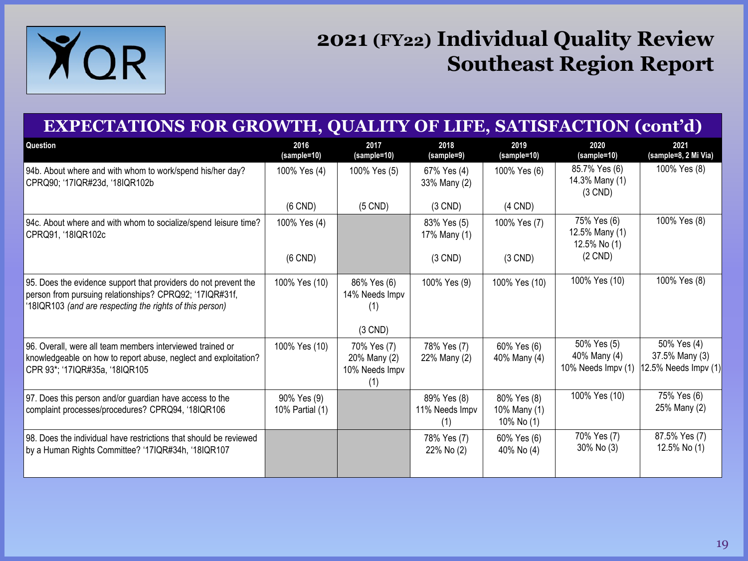# 2021 (FY22) Individual Quality Review Southeast Region Report

## EXPECTATIONS FOR GROWTH, QUALITY OF LIFE, SATISFACTION (cont'd)

| Question | 2016 (sample=10) | 2017 (sample=10) | 2018 (sample=9) | 2019 (sample=10) | 2020 (sample=10) | 2021 (sample=8, 2 Mi Via) |
|---|---|---|---|---|---|---|
| 94b. About where and with whom to work/spend his/her day? CPRQ90; '17IQR#23d, '18IQR102b | 100% Yes (4)<br><br>(6 CND) | 100% Yes (5)<br><br>(5 CND) | 67% Yes (4)<br>33% Many (2)<br><br>(3 CND) | 100% Yes (6)<br><br>(4 CND) | 85.7% Yes (6)<br>14.3% Many (1)<br>(3 CND) | 100% Yes (8) |
| 94c. About where and with whom to socialize/spend leisure time? CPRQ91, '18IQR102c | 100% Yes (4)<br><br>(6 CND) | | 83% Yes (5)<br>17% Many (1)<br><br>(3 CND) | 100% Yes (7)<br><br>(3 CND) | 75% Yes (6)<br>12.5% Many (1)<br>12.5% No (1)<br>(2 CND) | 100% Yes (8) |
| 95. Does the evidence support that providers do not prevent the person from pursuing relationships? CPRQ92; '17IQR#31f, '18IQR103 *(and are respecting the rights of this person)* | 100% Yes (10) | 86% Yes (6)<br>14% Needs Impv (1)<br><br>(3 CND) | 100% Yes (9) | 100% Yes (10) | 100% Yes (10) | 100% Yes (8) |
| 96. Overall, were all team members interviewed trained or knowledgeable on how to report abuse, neglect and exploitation? CPR 93*; '17IQR#35a, '18IQR105 | 100% Yes (10) | 70% Yes (7)<br>20% Many (2)<br>10% Needs Impv (1) | 78% Yes (7)<br>22% Many (2) | 60% Yes (6)<br>40% Many (4) | 50% Yes (5)<br>40% Many (4)<br>10% Needs Impv (1) | 50% Yes (4)<br>37.5% Many (3)<br>12.5% Needs Impv (1) |
| 97. Does this person and/or guardian have access to the complaint processes/procedures? CPRQ94, '18IQR106 | 90% Yes (9)<br>10% Partial (1) | | 89% Yes (8)<br>11% Needs Impv (1) | 80% Yes (8)<br>10% Many (1)<br>10% No (1) | 100% Yes (10) | 75% Yes (6)<br>25% Many (2) |
| 98. Does the individual have restrictions that should be reviewed by a Human Rights Committee? '17IQR#34h, '18IQR107 | | | 78% Yes (7)<br>22% No (2) | 60% Yes (6)<br>40% No (4) | 70% Yes (7)<br>30% No (3) | 87.5% Yes (7)<br>12.5% No (1) |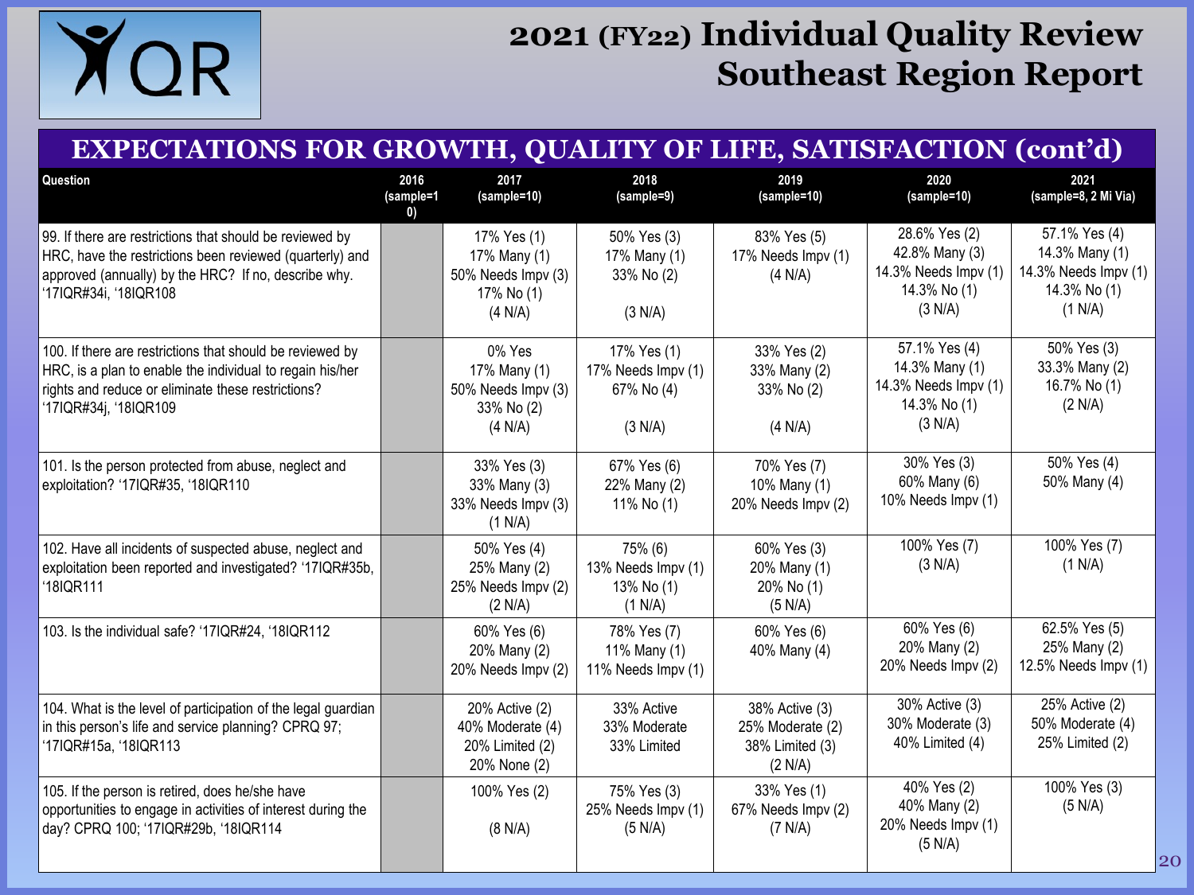# 2021 (FY22) Individual Quality Review Southeast Region Report

## EXPECTATIONS FOR GROWTH, QUALITY OF LIFE, SATISFACTION (cont'd)

| Question | 2016 (sample=10) | 2017 (sample=10) | 2018 (sample=9) | 2019 (sample=10) | 2020 (sample=10) | 2021 (sample=8, 2 Mi Via) |
|---|---|---|---|---|---|---|
| 99. If there are restrictions that should be reviewed by HRC, have the restrictions been reviewed (quarterly) and approved (annually) by the HRC? If no, describe why. '17IQR#34i, '18IQR108 | | 17% Yes (1)<br>17% Many (1)<br>50% Needs Impv (3)<br>17% No (1)<br>(4 N/A) | 50% Yes (3)<br>17% Many (1)<br>33% No (2)<br>(3 N/A) | 83% Yes (5)<br>17% Needs Impv (1)<br>(4 N/A) | 28.6% Yes (2)<br>42.8% Many (3)<br>14.3% Needs Impv (1)<br>14.3% No (1)<br>(3 N/A) | 57.1% Yes (4)<br>14.3% Many (1)<br>14.3% Needs Impv (1)<br>14.3% No (1)<br>(1 N/A) |
| 100. If there are restrictions that should be reviewed by HRC, is a plan to enable the individual to regain his/her rights and reduce or eliminate these restrictions? '17IQR#34j, '18IQR109 | | 0% Yes<br>17% Many (1)<br>50% Needs Impv (3)<br>33% No (2)<br>(4 N/A) | 17% Yes (1)<br>17% Needs Impv (1)<br>67% No (4)<br>(3 N/A) | 33% Yes (2)<br>33% Many (2)<br>33% No (2)<br>(4 N/A) | 57.1% Yes (4)<br>14.3% Many (1)<br>14.3% Needs Impv (1)<br>14.3% No (1)<br>(3 N/A) | 50% Yes (3)<br>33.3% Many (2)<br>16.7% No (1)<br>(2 N/A) |
| 101. Is the person protected from abuse, neglect and exploitation? '17IQR#35, '18IQR110 | | 33% Yes (3)<br>33% Many (3)<br>33% Needs Impv (3)<br>(1 N/A) | 67% Yes (6)<br>22% Many (2)<br>11% No (1) | 70% Yes (7)<br>10% Many (1)<br>20% Needs Impv (2) | 30% Yes (3)<br>60% Many (6)<br>10% Needs Impv (1) | 50% Yes (4)<br>50% Many (4) |
| 102. Have all incidents of suspected abuse, neglect and exploitation been reported and investigated? '17IQR#35b, '18IQR111 | | 50% Yes (4)<br>25% Many (2)<br>25% Needs Impv (2)<br>(2 N/A) | 75% (6)<br>13% Needs Impv (1)<br>13% No (1)<br>(1 N/A) | 60% Yes (3)<br>20% Many (1)<br>20% No (1)<br>(5 N/A) | 100% Yes (7)<br>(3 N/A) | 100% Yes (7)<br>(1 N/A) |
| 103. Is the individual safe? '17IQR#24, '18IQR112 | | 60% Yes (6)<br>20% Many (2)<br>20% Needs Impv (2) | 78% Yes (7)<br>11% Many (1)<br>11% Needs Impv (1) | 60% Yes (6)<br>40% Many (4) | 60% Yes (6)<br>20% Many (2)<br>20% Needs Impv (2) | 62.5% Yes (5)<br>25% Many (2)<br>12.5% Needs Impv (1) |
| 104. What is the level of participation of the legal guardian in this person's life and service planning? CPRQ 97; '17IQR#15a, '18IQR113 | | 20% Active (2)<br>40% Moderate (4)<br>20% Limited (2)<br>20% None (2) | 33% Active<br>33% Moderate<br>33% Limited | 38% Active (3)<br>25% Moderate (2)<br>38% Limited (3)<br>(2 N/A) | 30% Active (3)<br>30% Moderate (3)<br>40% Limited (4) | 25% Active (2)<br>50% Moderate (4)<br>25% Limited (2) |
| 105. If the person is retired, does he/she have opportunities to engage in activities of interest during the day? CPRQ 100; '17IQR#29b, '18IQR114 | | 100% Yes (2)<br>(8 N/A) | 75% Yes (3)<br>25% Needs Impv (1)<br>(5 N/A) | 33% Yes (1)<br>67% Needs Impv (2)<br>(7 N/A) | 40% Yes (2)<br>40% Many (2)<br>20% Needs Impv (1)<br>(5 N/A) | 100% Yes (3)<br>(5 N/A) |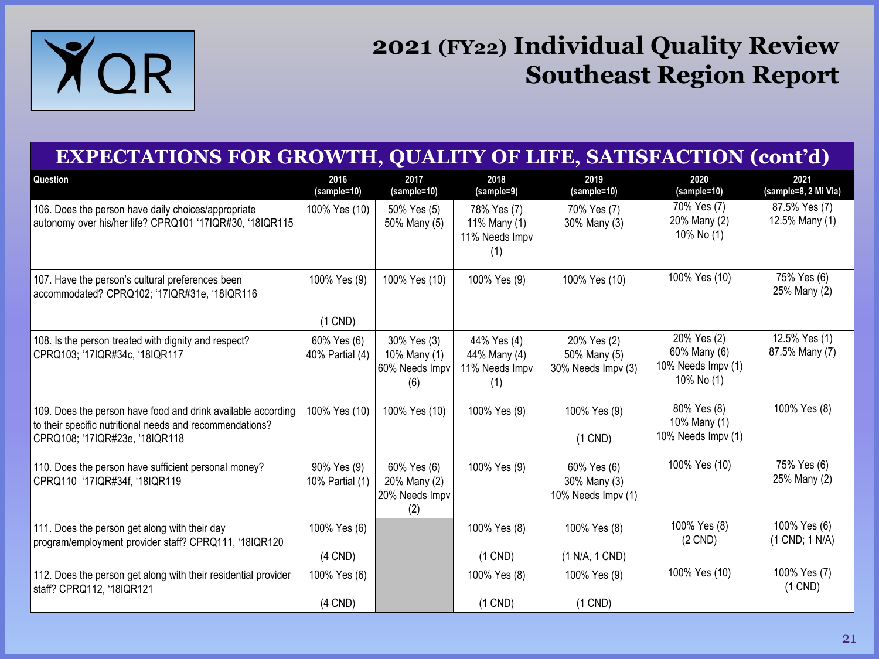# 2021 (FY22) Individual Quality Review Southeast Region Report

## EXPECTATIONS FOR GROWTH, QUALITY OF LIFE, SATISFACTION (cont'd)

| Question | 2016 (sample=10) | 2017 (sample=10) | 2018 (sample=9) | 2019 (sample=10) | 2020 (sample=10) | 2021 (sample=8, 2 Mi Via) |
|---|---|---|---|---|---|---|
| 106. Does the person have daily choices/appropriate autonomy over his/her life? CPRQ101 '17IQR#30, '18IQR115 | 100% Yes (10) | 50% Yes (5) 50% Many (5) | 78% Yes (7) 11% Many (1) 11% Needs Impv (1) | 70% Yes (7) 30% Many (3) | 70% Yes (7) 20% Many (2) 10% No (1) | 87.5% Yes (7) 12.5% Many (1) |
| 107. Have the person's cultural preferences been accommodated? CPRQ102; '17IQR#31e, '18IQR116 | 100% Yes (9) (1 CND) | 100% Yes (10) | 100% Yes (9) | 100% Yes (10) | 100% Yes (10) | 75% Yes (6) 25% Many (2) |
| 108. Is the person treated with dignity and respect? CPRQ103; '17IQR#34c, '18IQR117 | 60% Yes (6) 40% Partial (4) | 30% Yes (3) 10% Many (1) 60% Needs Impv (6) | 44% Yes (4) 44% Many (4) 11% Needs Impv (1) | 20% Yes (2) 50% Many (5) 30% Needs Impv (3) | 20% Yes (2) 60% Many (6) 10% Needs Impv (1) 10% No (1) | 12.5% Yes (1) 87.5% Many (7) |
| 109. Does the person have food and drink available according to their specific nutritional needs and recommendations? CPRQ108; '17IQR#23e, '18IQR118 | 100% Yes (10) | 100% Yes (10) | 100% Yes (9) | 100% Yes (9) (1 CND) | 80% Yes (8) 10% Many (1) 10% Needs Impv (1) | 100% Yes (8) |
| 110. Does the person have sufficient personal money? CPRQ110 '17IQR#34f, '18IQR119 | 90% Yes (9) 10% Partial (1) | 60% Yes (6) 20% Many (2) 20% Needs Impv (2) | 100% Yes (9) | 60% Yes (6) 30% Many (3) 10% Needs Impv (1) | 100% Yes (10) | 75% Yes (6) 25% Many (2) |
| 111. Does the person get along with their day program/employment provider staff? CPRQ111, '18IQR120 | 100% Yes (6) (4 CND) | | 100% Yes (8) (1 CND) | 100% Yes (8) (1 N/A, 1 CND) | 100% Yes (8) (2 CND) | 100% Yes (6) (1 CND; 1 N/A) |
| 112. Does the person get along with their residential provider staff? CPRQ112, '18IQR121 | 100% Yes (6) (4 CND) | | 100% Yes (8) (1 CND) | 100% Yes (9) (1 CND) | 100% Yes (10) | 100% Yes (7) (1 CND) |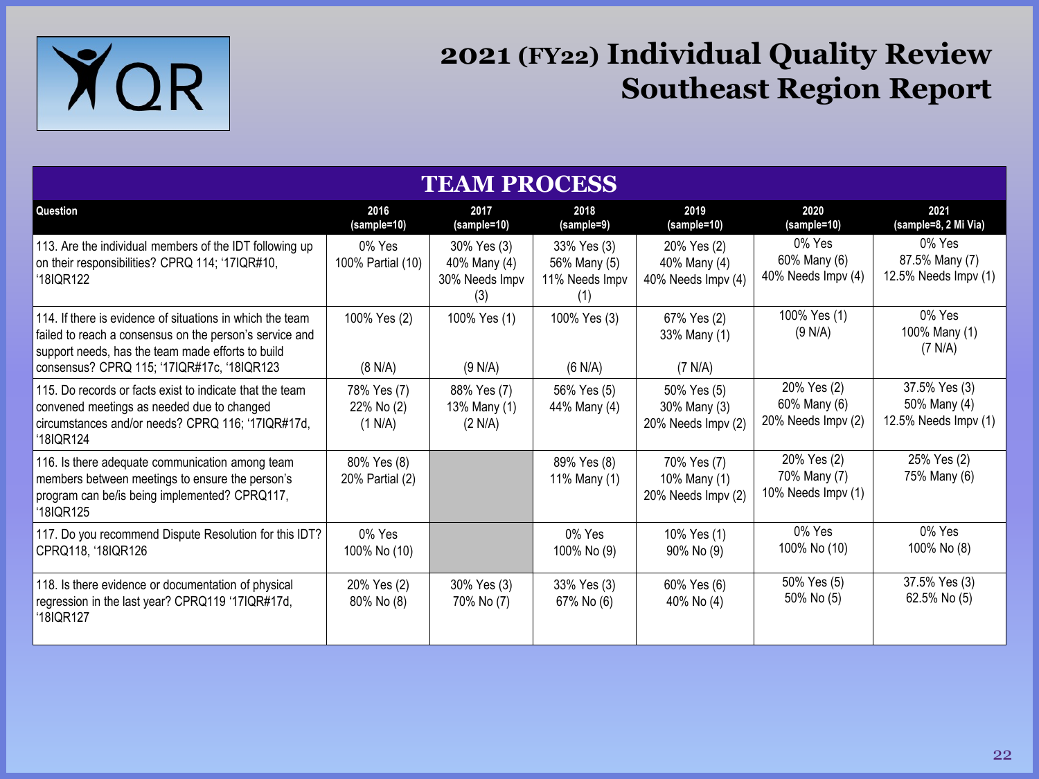# 2021 (FY22) Individual Quality Review Southeast Region Report

## TEAM PROCESS

| Question | 2016 (sample=10) | 2017 (sample=10) | 2018 (sample=9) | 2019 (sample=10) | 2020 (sample=10) | 2021 (sample=8, 2 Mi Via) |
|---|---|---|---|---|---|---|
| 113. Are the individual members of the IDT following up on their responsibilities? CPRQ 114; '17IQR#10, '18IQR122 | 0% Yes<br>100% Partial (10) | 30% Yes (3)<br>40% Many (4)<br>30% Needs Impv (3) | 33% Yes (3)<br>56% Many (5)<br>11% Needs Impv (1) | 20% Yes (2)<br>40% Many (4)<br>40% Needs Impv (4) | 0% Yes<br>60% Many (6)<br>40% Needs Impv (4) | 0% Yes<br>87.5% Many (7)<br>12.5% Needs Impv (1) |
| 114. If there is evidence of situations in which the team failed to reach a consensus on the person's service and support needs, has the team made efforts to build consensus? CPRQ 115; '17IQR#17c, '18IQR123 | 100% Yes (2)<br><br>(8 N/A) | 100% Yes (1)<br><br>(9 N/A) | 100% Yes (3)<br><br>(6 N/A) | 67% Yes (2)<br>33% Many (1)<br><br>(7 N/A) | 100% Yes (1)<br>(9 N/A) | 0% Yes<br>100% Many (1)<br>(7 N/A) |
| 115. Do records or facts exist to indicate that the team convened meetings as needed due to changed circumstances and/or needs? CPRQ 116; '17IQR#17d, '18IQR124 | 78% Yes (7)<br>22% No (2)<br>(1 N/A) | 88% Yes (7)<br>13% Many (1)<br>(2 N/A) | 56% Yes (5)<br>44% Many (4) | 50% Yes (5)<br>30% Many (3)<br>20% Needs Impv (2) | 20% Yes (2)<br>60% Many (6)<br>20% Needs Impv (2) | 37.5% Yes (3)<br>50% Many (4)<br>12.5% Needs Impv (1) |
| 116. Is there adequate communication among team members between meetings to ensure the person's program can be/is being implemented? CPRQ117, '18IQR125 | 80% Yes (8)<br>20% Partial (2) | | 89% Yes (8)<br>11% Many (1) | 70% Yes (7)<br>10% Many (1)<br>20% Needs Impv (2) | 20% Yes (2)<br>70% Many (7)<br>10% Needs Impv (1) | 25% Yes (2)<br>75% Many (6) |
| 117. Do you recommend Dispute Resolution for this IDT? CPRQ118, '18IQR126 | 0% Yes<br>100% No (10) | | 0% Yes<br>100% No (9) | 10% Yes (1)<br>90% No (9) | 0% Yes<br>100% No (10) | 0% Yes<br>100% No (8) |
| 118. Is there evidence or documentation of physical regression in the last year? CPRQ119 '17IQR#17d, '18IQR127 | 20% Yes (2)<br>80% No (8) | 30% Yes (3)<br>70% No (7) | 33% Yes (3)<br>67% No (6) | 60% Yes (6)<br>40% No (4) | 50% Yes (5)<br>50% No (5) | 37.5% Yes (3)<br>62.5% No (5) |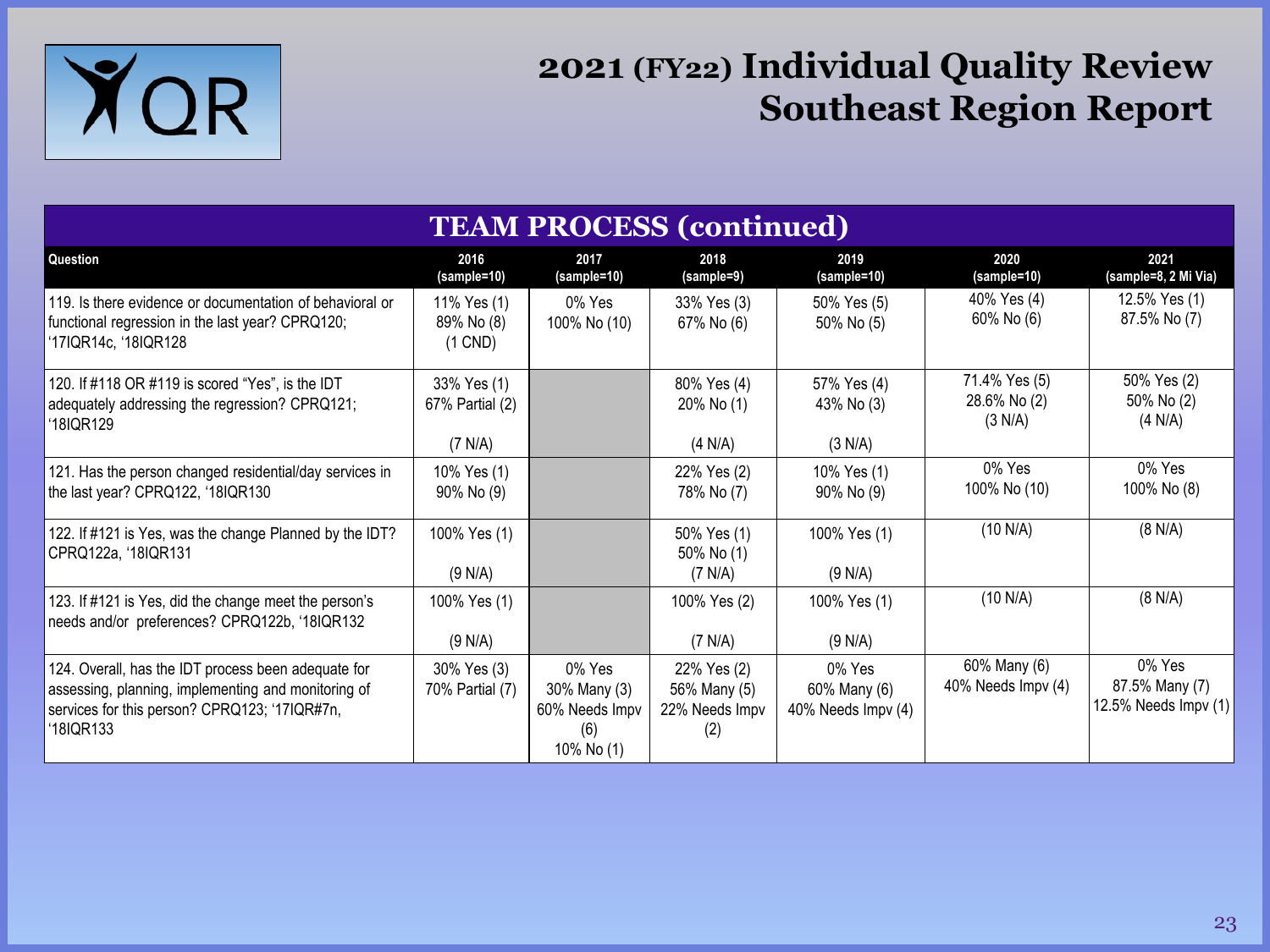# 2021 (FY22) Individual Quality Review Southeast Region Report

## TEAM PROCESS (continued)

| Question | 2016 (sample=10) | 2017 (sample=10) | 2018 (sample=9) | 2019 (sample=10) | 2020 (sample=10) | 2021 (sample=8, 2 Mi Via) |
|---|---|---|---|---|---|---|
| 119. Is there evidence or documentation of behavioral or functional regression in the last year? CPRQ120; '17IQR14c, '18IQR128 | 11% Yes (1)<br>89% No (8)<br>(1 CND) | 0% Yes<br>100% No (10) | 33% Yes (3)<br>67% No (6) | 50% Yes (5)<br>50% No (5) | 40% Yes (4)<br>60% No (6) | 12.5% Yes (1)<br>87.5% No (7) |
| 120. If #118 OR #119 is scored "Yes", is the IDT adequately addressing the regression? CPRQ121; '18IQR129 | 33% Yes (1)<br>67% Partial (2)<br><br>(7 N/A) | | 80% Yes (4)<br>20% No (1)<br><br>(4 N/A) | 57% Yes (4)<br>43% No (3)<br><br>(3 N/A) | 71.4% Yes (5)<br>28.6% No (2)<br>(3 N/A) | 50% Yes (2)<br>50% No (2)<br>(4 N/A) |
| 121. Has the person changed residential/day services in the last year? CPRQ122, '18IQR130 | 10% Yes (1)<br>90% No (9) | | 22% Yes (2)<br>78% No (7) | 10% Yes (1)<br>90% No (9) | 0% Yes<br>100% No (10) | 0% Yes<br>100% No (8) |
| 122. If #121 is Yes, was the change Planned by the IDT? CPRQ122a, '18IQR131 | 100% Yes (1)<br><br>(9 N/A) | | 50% Yes (1)<br>50% No (1)<br>(7 N/A) | 100% Yes (1)<br><br>(9 N/A) | (10 N/A) | (8 N/A) |
| 123. If #121 is Yes, did the change meet the person's needs and/or preferences? CPRQ122b, '18IQR132 | 100% Yes (1)<br><br>(9 N/A) | | 100% Yes (2)<br><br>(7 N/A) | 100% Yes (1)<br><br>(9 N/A) | (10 N/A) | (8 N/A) |
| 124. Overall, has the IDT process been adequate for assessing, planning, implementing and monitoring of services for this person? CPRQ123; '17IQR#7n, '18IQR133 | 30% Yes (3)<br>70% Partial (7) | 0% Yes<br>30% Many (3)<br>60% Needs Impv (6)<br>10% No (1) | 22% Yes (2)<br>56% Many (5)<br>22% Needs Impv (2) | 0% Yes<br>60% Many (6)<br>40% Needs Impv (4) | 60% Many (6)<br>40% Needs Impv (4) | 0% Yes<br>87.5% Many (7)<br>12.5% Needs Impv (1) |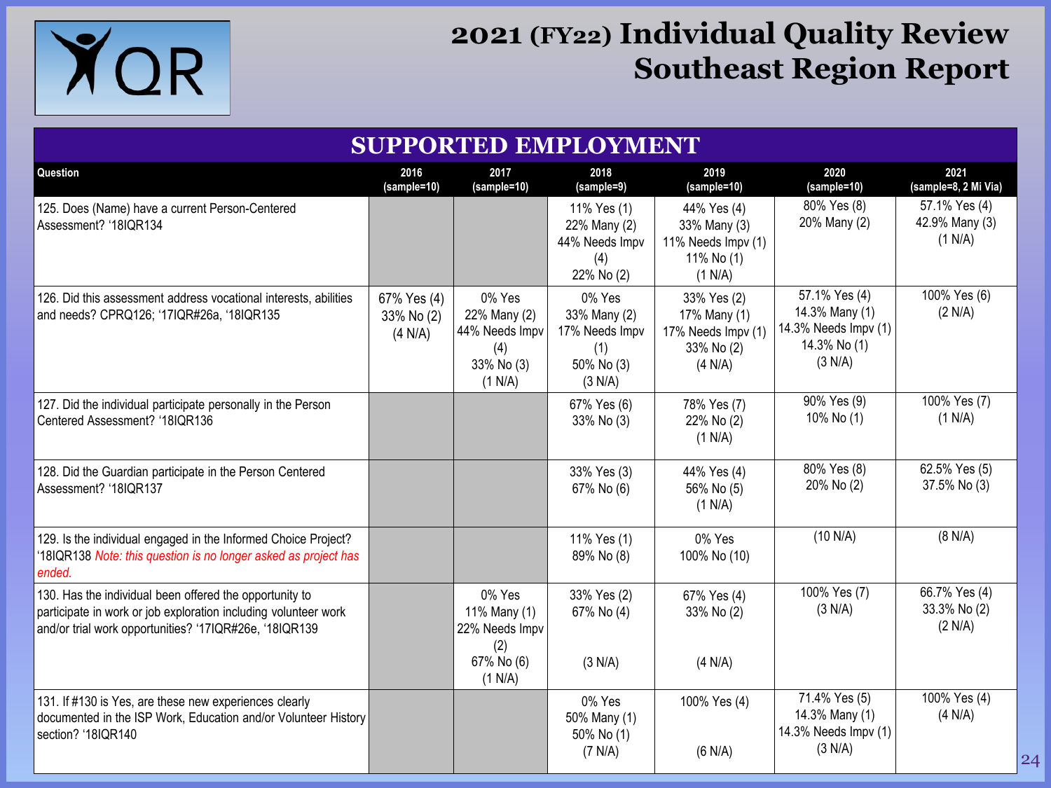# 2021 (FY22) Individual Quality Review Southeast Region Report

## SUPPORTED EMPLOYMENT

| Question | 2016 (sample=10) | 2017 (sample=10) | 2018 (sample=9) | 2019 (sample=10) | 2020 (sample=10) | 2021 (sample=8, 2 Mi Via) |
|---|---|---|---|---|---|---|
| 125. Does (Name) have a current Person-Centered Assessment? '18IQR134 | | | 11% Yes (1)<br>22% Many (2)<br>44% Needs Impv (4)<br>22% No (2) | 44% Yes (4)<br>33% Many (3)<br>11% Needs Impv (1)<br>11% No (1)<br>(1 N/A) | 80% Yes (8)<br>20% Many (2) | 57.1% Yes (4)<br>42.9% Many (3)<br>(1 N/A) |
| 126. Did this assessment address vocational interests, abilities and needs? CPRQ126; '17IQR#26a, '18IQR135 | 67% Yes (4)<br>33% No (2)<br>(4 N/A) | 0% Yes<br>22% Many (2)<br>44% Needs Impv (4)<br>33% No (3)<br>(1 N/A) | 0% Yes<br>33% Many (2)<br>17% Needs Impv (1)<br>50% No (3)<br>(3 N/A) | 33% Yes (2)<br>17% Many (1)<br>17% Needs Impv (1)<br>33% No (2)<br>(4 N/A) | 57.1% Yes (4)<br>14.3% Many (1)<br>14.3% Needs Impv (1)<br>14.3% No (1)<br>(3 N/A) | 100% Yes (6)<br>(2 N/A) |
| 127. Did the individual participate personally in the Person Centered Assessment? '18IQR136 | | | 67% Yes (6)<br>33% No (3) | 78% Yes (7)<br>22% No (2)<br>(1 N/A) | 90% Yes (9)<br>10% No (1) | 100% Yes (7)<br>(1 N/A) |
| 128. Did the Guardian participate in the Person Centered Assessment? '18IQR137 | | | 33% Yes (3)<br>67% No (6) | 44% Yes (4)<br>56% No (5)<br>(1 N/A) | 80% Yes (8)<br>20% No (2) | 62.5% Yes (5)<br>37.5% No (3) |
| 129. Is the individual engaged in the Informed Choice Project? '18IQR138 *Note: this question is no longer asked as project has ended.* | | | 11% Yes (1)<br>89% No (8) | 0% Yes<br>100% No (10) | (10 N/A) | (8 N/A) |
| 130. Has the individual been offered the opportunity to participate in work or job exploration including volunteer work and/or trial work opportunities? '17IQR#26e, '18IQR139 | | 0% Yes<br>11% Many (1)<br>22% Needs Impv (2)<br>67% No (6)<br>(1 N/A) | 33% Yes (2)<br>67% No (4)<br>(3 N/A) | 67% Yes (4)<br>33% No (2)<br>(4 N/A) | 100% Yes (7)<br>(3 N/A) | 66.7% Yes (4)<br>33.3% No (2)<br>(2 N/A) |
| 131. If #130 is Yes, are these new experiences clearly documented in the ISP Work, Education and/or Volunteer History section? '18IQR140 | | | 0% Yes<br>50% Many (1)<br>50% No (1)<br>(7 N/A) | 100% Yes (4)<br>(6 N/A) | 71.4% Yes (5)<br>14.3% Many (1)<br>14.3% Needs Impv (1)<br>(3 N/A) | 100% Yes (4)<br>(4 N/A) |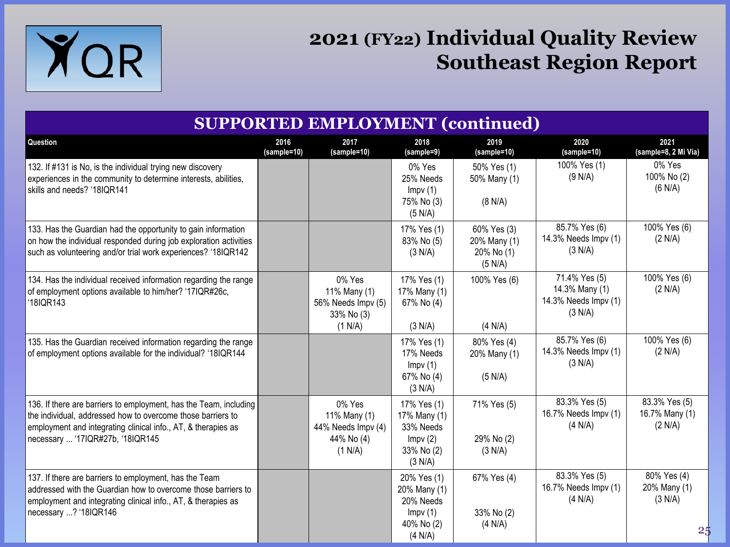# 2021 (FY22) Individual Quality Review Southeast Region Report

## SUPPORTED EMPLOYMENT (continued)

| Question | 2016 (sample=10) | 2017 (sample=10) | 2018 (sample=9) | 2019 (sample=10) | 2020 (sample=10) | 2021 (sample=8, 2 Mi Via) |
|---|---|---|---|---|---|---|
| 132. If #131 is No, is the individual trying new discovery experiences in the community to determine interests, abilities, skills and needs? '18IQR141 | | | 0% Yes 25% Needs Impv (1) 75% No (3) (5 N/A) | 50% Yes (1) 50% Many (1) (8 N/A) | 100% Yes (1) (9 N/A) | 0% Yes 100% No (2) (6 N/A) |
| 133. Has the Guardian had the opportunity to gain information on how the individual responded during job exploration activities such as volunteering and/or trial work experiences? '18IQR142 | | | 17% Yes (1) 83% No (5) (3 N/A) | 60% Yes (3) 20% Many (1) 20% No (1) (5 N/A) | 85.7% Yes (6) 14.3% Needs Impv (1) (3 N/A) | 100% Yes (6) (2 N/A) |
| 134. Has the individual received information regarding the range of employment options available to him/her? '17IQR#26c, '18IQR143 | | 0% Yes 11% Many (1) 56% Needs Impv (5) 33% No (3) (1 N/A) | 17% Yes (1) 17% Many (1) 67% No (4) (3 N/A) | 100% Yes (6) (4 N/A) | 71.4% Yes (5) 14.3% Many (1) 14.3% Needs Impv (1) (3 N/A) | 100% Yes (6) (2 N/A) |
| 135. Has the Guardian received information regarding the range of employment options available for the individual? '18IQR144 | | | 17% Yes (1) 17% Needs Impv (1) 67% No (4) (3 N/A) | 80% Yes (4) 20% Many (1) (5 N/A) | 85.7% Yes (6) 14.3% Needs Impv (1) (3 N/A) | 100% Yes (6) (2 N/A) |
| 136. If there are barriers to employment, has the Team, including the individual, addressed how to overcome those barriers to employment and integrating clinical info., AT, & therapies as necessary ... '17IQR#27b, '18IQR145 | | 0% Yes 11% Many (1) 44% Needs Impv (4) 44% No (4) (1 N/A) | 17% Yes (1) 17% Many (1) 33% Needs Impv (2) 33% No (2) (3 N/A) | 71% Yes (5) 29% No (2) (3 N/A) | 83.3% Yes (5) 16.7% Needs Impv (1) (4 N/A) | 83.3% Yes (5) 16.7% Many (1) (2 N/A) |
| 137. If there are barriers to employment, has the Team addressed with the Guardian how to overcome those barriers to employment and integrating clinical info., AT, & therapies as necessary ...? '18IQR146 | | | 20% Yes (1) 20% Many (1) 20% Needs Impv (1) 40% No (2) (4 N/A) | 67% Yes (4) 33% No (2) (4 N/A) | 83.3% Yes (5) 16.7% Needs Impv (1) (4 N/A) | 80% Yes (4) 20% Many (1) (3 N/A) |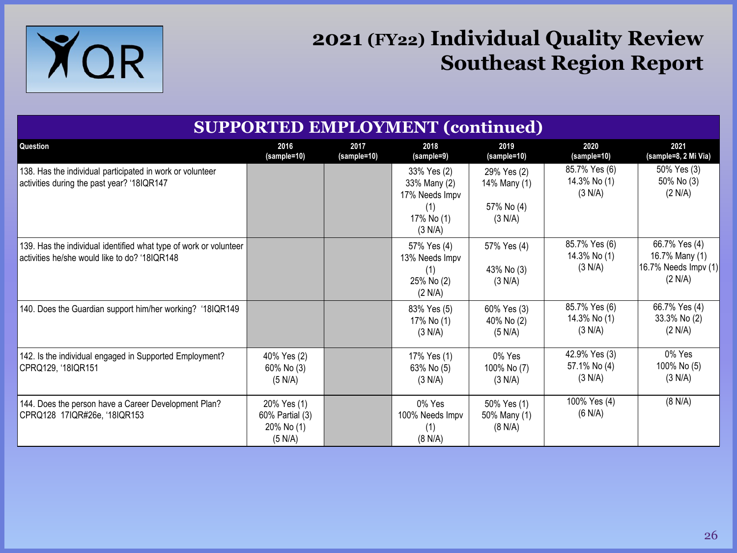# 2021 (FY22) Individual Quality Review Southeast Region Report

## SUPPORTED EMPLOYMENT (continued)

| Question | 2016 (sample=10) | 2017 (sample=10) | 2018 (sample=9) | 2019 (sample=10) | 2020 (sample=10) | 2021 (sample=8, 2 Mi Via) |
|---|---|---|---|---|---|---|
| 138. Has the individual participated in work or volunteer activities during the past year? '18IQR147 | | | 33% Yes (2)<br>33% Many (2)<br>17% Needs Impv (1)<br>17% No (1)<br>(3 N/A) | 29% Yes (2)<br>14% Many (1)<br>57% No (4)<br>(3 N/A) | 85.7% Yes (6)<br>14.3% No (1)<br>(3 N/A) | 50% Yes (3)<br>50% No (3)<br>(2 N/A) |
| 139. Has the individual identified what type of work or volunteer activities he/she would like to do? '18IQR148 | | | 57% Yes (4)<br>13% Needs Impv (1)<br>25% No (2)<br>(2 N/A) | 57% Yes (4)<br>43% No (3)<br>(3 N/A) | 85.7% Yes (6)<br>14.3% No (1)<br>(3 N/A) | 66.7% Yes (4)<br>16.7% Many (1)<br>16.7% Needs Impv (1)<br>(2 N/A) |
| 140. Does the Guardian support him/her working? '18IQR149 | | | 83% Yes (5)<br>17% No (1)<br>(3 N/A) | 60% Yes (3)<br>40% No (2)<br>(5 N/A) | 85.7% Yes (6)<br>14.3% No (1)<br>(3 N/A) | 66.7% Yes (4)<br>33.3% No (2)<br>(2 N/A) |
| 142. Is the individual engaged in Supported Employment? CPRQ129, '18IQR151 | 40% Yes (2)<br>60% No (3)<br>(5 N/A) | | 17% Yes (1)<br>63% No (5)<br>(3 N/A) | 0% Yes<br>100% No (7)<br>(3 N/A) | 42.9% Yes (3)<br>57.1% No (4)<br>(3 N/A) | 0% Yes<br>100% No (5)<br>(3 N/A) |
| 144. Does the person have a Career Development Plan? CPRQ128 17IQR#26e, '18IQR153 | 20% Yes (1)<br>60% Partial (3)<br>20% No (1)<br>(5 N/A) | | 0% Yes<br>100% Needs Impv (1)<br>(8 N/A) | 50% Yes (1)<br>50% Many (1)<br>(8 N/A) | 100% Yes (4)<br>(6 N/A) | (8 N/A) |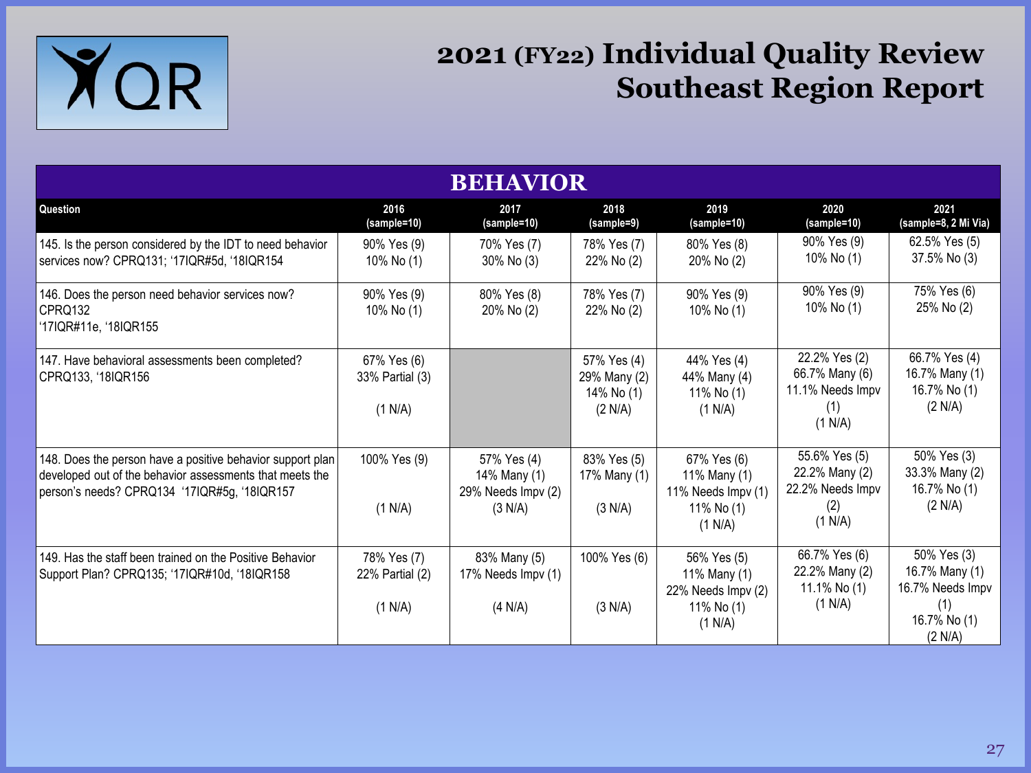# 2021 (FY22) Individual Quality Review Southeast Region Report

## BEHAVIOR

| Question | 2016 (sample=10) | 2017 (sample=10) | 2018 (sample=9) | 2019 (sample=10) | 2020 (sample=10) | 2021 (sample=8, 2 Mi Via) |
|---|---|---|---|---|---|---|
| 145. Is the person considered by the IDT to need behavior services now? CPRQ131; '17IQR#5d, '18IQR154 | 90% Yes (9) 10% No (1) | 70% Yes (7) 30% No (3) | 78% Yes (7) 22% No (2) | 80% Yes (8) 20% No (2) | 90% Yes (9) 10% No (1) | 62.5% Yes (5) 37.5% No (3) |
| 146. Does the person need behavior services now? CPRQ132 '17IQR#11e, '18IQR155 | 90% Yes (9) 10% No (1) | 80% Yes (8) 20% No (2) | 78% Yes (7) 22% No (2) | 90% Yes (9) 10% No (1) | 90% Yes (9) 10% No (1) | 75% Yes (6) 25% No (2) |
| 147. Have behavioral assessments been completed? CPRQ133, '18IQR156 | 67% Yes (6) 33% Partial (3) (1 N/A) | | 57% Yes (4) 29% Many (2) 14% No (1) (2 N/A) | 44% Yes (4) 44% Many (4) 11% No (1) (1 N/A) | 22.2% Yes (2) 66.7% Many (6) 11.1% Needs Impv (1) (1 N/A) | 66.7% Yes (4) 16.7% Many (1) 16.7% No (1) (2 N/A) |
| 148. Does the person have a positive behavior support plan developed out of the behavior assessments that meets the person's needs? CPRQ134 '17IQR#5g, '18IQR157 | 100% Yes (9) (1 N/A) | 57% Yes (4) 14% Many (1) 29% Needs Impv (2) (3 N/A) | 83% Yes (5) 17% Many (1) (3 N/A) | 67% Yes (6) 11% Many (1) 11% Needs Impv (1) 11% No (1) (1 N/A) | 55.6% Yes (5) 22.2% Many (2) 22.2% Needs Impv (2) (1 N/A) | 50% Yes (3) 33.3% Many (2) 16.7% No (1) (2 N/A) |
| 149. Has the staff been trained on the Positive Behavior Support Plan? CPRQ135; '17IQR#10d, '18IQR158 | 78% Yes (7) 22% Partial (2) (1 N/A) | 83% Many (5) 17% Needs Impv (1) (4 N/A) | 100% Yes (6) (3 N/A) | 56% Yes (5) 11% Many (1) 22% Needs Impv (2) 11% No (1) (1 N/A) | 66.7% Yes (6) 22.2% Many (2) 11.1% No (1) (1 N/A) | 50% Yes (3) 16.7% Many (1) 16.7% Needs Impv (1) 16.7% No (1) (2 N/A) |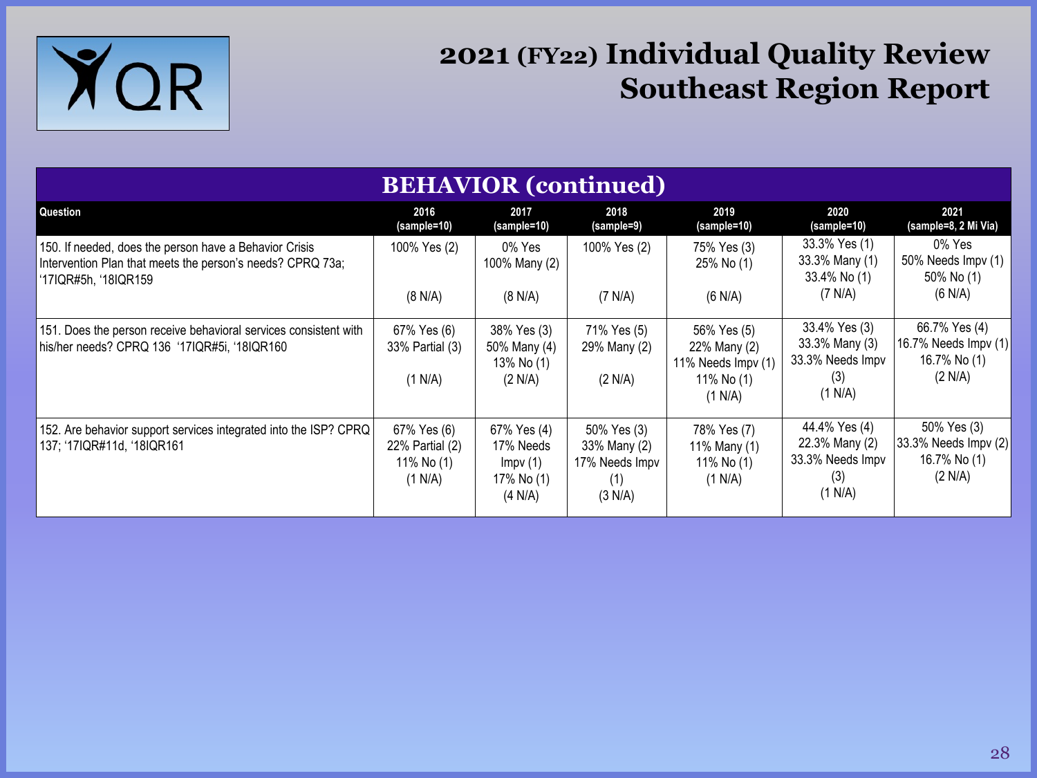# 2021 (FY22) Individual Quality Review Southeast Region Report

## BEHAVIOR (continued)

| Question | 2016 (sample=10) | 2017 (sample=10) | 2018 (sample=9) | 2019 (sample=10) | 2020 (sample=10) | 2021 (sample=8, 2 Mi Via) |
|---|---|---|---|---|---|---|
| 150. If needed, does the person have a Behavior Crisis Intervention Plan that meets the person's needs? CPRQ 73a; '17IQR#5h, '18IQR159 | 100% Yes (2)<br><br>(8 N/A) | 0% Yes<br>100% Many (2)<br><br>(8 N/A) | 100% Yes (2)<br><br>(7 N/A) | 75% Yes (3)<br>25% No (1)<br><br>(6 N/A) | 33.3% Yes (1)<br>33.3% Many (1)<br>33.4% No (1)<br>(7 N/A) | 0% Yes<br>50% Needs Impv (1)<br>50% No (1)<br>(6 N/A) |
| 151. Does the person receive behavioral services consistent with his/her needs? CPRQ 136 '17IQR#5i, '18IQR160 | 67% Yes (6)<br>33% Partial (3)<br><br>(1 N/A) | 38% Yes (3)<br>50% Many (4)<br>13% No (1)<br>(2 N/A) | 71% Yes (5)<br>29% Many (2)<br><br>(2 N/A) | 56% Yes (5)<br>22% Many (2)<br>11% Needs Impv (1)<br>11% No (1)<br>(1 N/A) | 33.4% Yes (3)<br>33.3% Many (3)<br>33.3% Needs Impv (3)<br>(1 N/A) | 66.7% Yes (4)<br>16.7% Needs Impv (1)<br>16.7% No (1)<br>(2 N/A) |
| 152. Are behavior support services integrated into the ISP? CPRQ 137; '17IQR#11d, '18IQR161 | 67% Yes (6)<br>22% Partial (2)<br>11% No (1)<br>(1 N/A) | 67% Yes (4)<br>17% Needs Impv (1)<br>17% No (1)<br>(4 N/A) | 50% Yes (3)<br>33% Many (2)<br>17% Needs Impv (1)<br>(3 N/A) | 78% Yes (7)<br>11% Many (1)<br>11% No (1)<br>(1 N/A) | 44.4% Yes (4)<br>22.3% Many (2)<br>33.3% Needs Impv (3)<br>(1 N/A) | 50% Yes (3)<br>33.3% Needs Impv (2)<br>16.7% No (1)<br>(2 N/A) |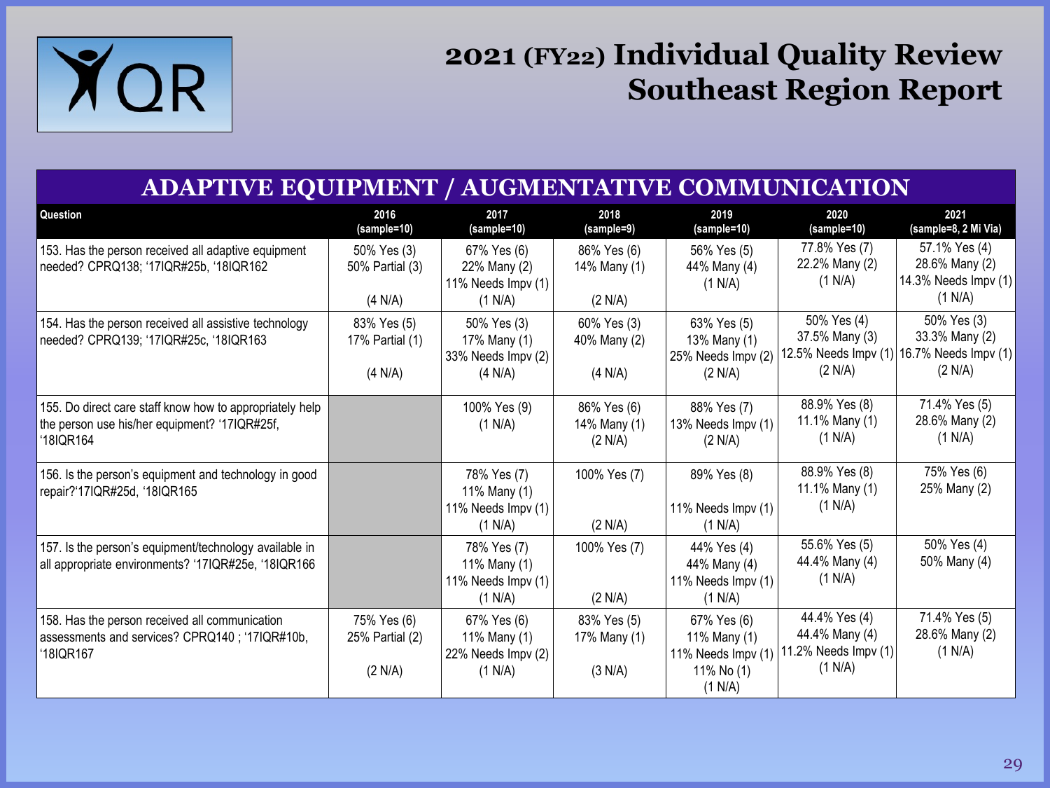# 2021 (FY22) Individual Quality Review Southeast Region Report

## ADAPTIVE EQUIPMENT / AUGMENTATIVE COMMUNICATION

| Question | 2016 (sample=10) | 2017 (sample=10) | 2018 (sample=9) | 2019 (sample=10) | 2020 (sample=10) | 2021 (sample=8, 2 Mi Via) |
|---|---|---|---|---|---|---|
| 153. Has the person received all adaptive equipment needed? CPRQ138; '17IQR#25b, '18IQR162 | 50% Yes (3)<br>50% Partial (3)<br>(4 N/A) | 67% Yes (6)<br>22% Many (2)<br>11% Needs Impv (1)<br>(1 N/A) | 86% Yes (6)<br>14% Many (1)<br>(2 N/A) | 56% Yes (5)<br>44% Many (4)<br>(1 N/A) | 77.8% Yes (7)<br>22.2% Many (2)<br>(1 N/A) | 57.1% Yes (4)<br>28.6% Many (2)<br>14.3% Needs Impv (1)<br>(1 N/A) |
| 154. Has the person received all assistive technology needed? CPRQ139; '17IQR#25c, '18IQR163 | 83% Yes (5)<br>17% Partial (1)<br>(4 N/A) | 50% Yes (3)<br>17% Many (1)<br>33% Needs Impv (2)<br>(4 N/A) | 60% Yes (3)<br>40% Many (2)<br>(4 N/A) | 63% Yes (5)<br>13% Many (1)<br>25% Needs Impv (2)<br>(2 N/A) | 50% Yes (4)<br>37.5% Many (3)<br>12.5% Needs Impv (1)<br>(2 N/A) | 50% Yes (3)<br>33.3% Many (2)<br>16.7% Needs Impv (1)<br>(2 N/A) |
| 155. Do direct care staff know how to appropriately help the person use his/her equipment? '17IQR#25f, '18IQR164 | | 100% Yes (9)<br>(1 N/A) | 86% Yes (6)<br>14% Many (1)<br>(2 N/A) | 88% Yes (7)<br>13% Needs Impv (1)<br>(2 N/A) | 88.9% Yes (8)<br>11.1% Many (1)<br>(1 N/A) | 71.4% Yes (5)<br>28.6% Many (2)<br>(1 N/A) |
| 156. Is the person's equipment and technology in good repair?'17IQR#25d, '18IQR165 | | 78% Yes (7)<br>11% Many (1)<br>11% Needs Impv (1)<br>(1 N/A) | 100% Yes (7)<br>(2 N/A) | 89% Yes (8)<br>11% Needs Impv (1)<br>(1 N/A) | 88.9% Yes (8)<br>11.1% Many (1)<br>(1 N/A) | 75% Yes (6)<br>25% Many (2) |
| 157. Is the person's equipment/technology available in all appropriate environments? '17IQR#25e, '18IQR166 | | 78% Yes (7)<br>11% Many (1)<br>11% Needs Impv (1)<br>(1 N/A) | 100% Yes (7)<br>(2 N/A) | 44% Yes (4)<br>44% Many (4)<br>11% Needs Impv (1)<br>(1 N/A) | 55.6% Yes (5)<br>44.4% Many (4)<br>(1 N/A) | 50% Yes (4)<br>50% Many (4) |
| 158. Has the person received all communication assessments and services? CPRQ140 ; '17IQR#10b, '18IQR167 | 75% Yes (6)<br>25% Partial (2)<br>(2 N/A) | 67% Yes (6)<br>11% Many (1)<br>22% Needs Impv (2)<br>(1 N/A) | 83% Yes (5)<br>17% Many (1)<br>(3 N/A) | 67% Yes (6)<br>11% Many (1)<br>11% Needs Impv (1)<br>11% No (1)<br>(1 N/A) | 44.4% Yes (4)<br>44.4% Many (4)<br>11.2% Needs Impv (1)<br>(1 N/A) | 71.4% Yes (5)<br>28.6% Many (2)<br>(1 N/A) |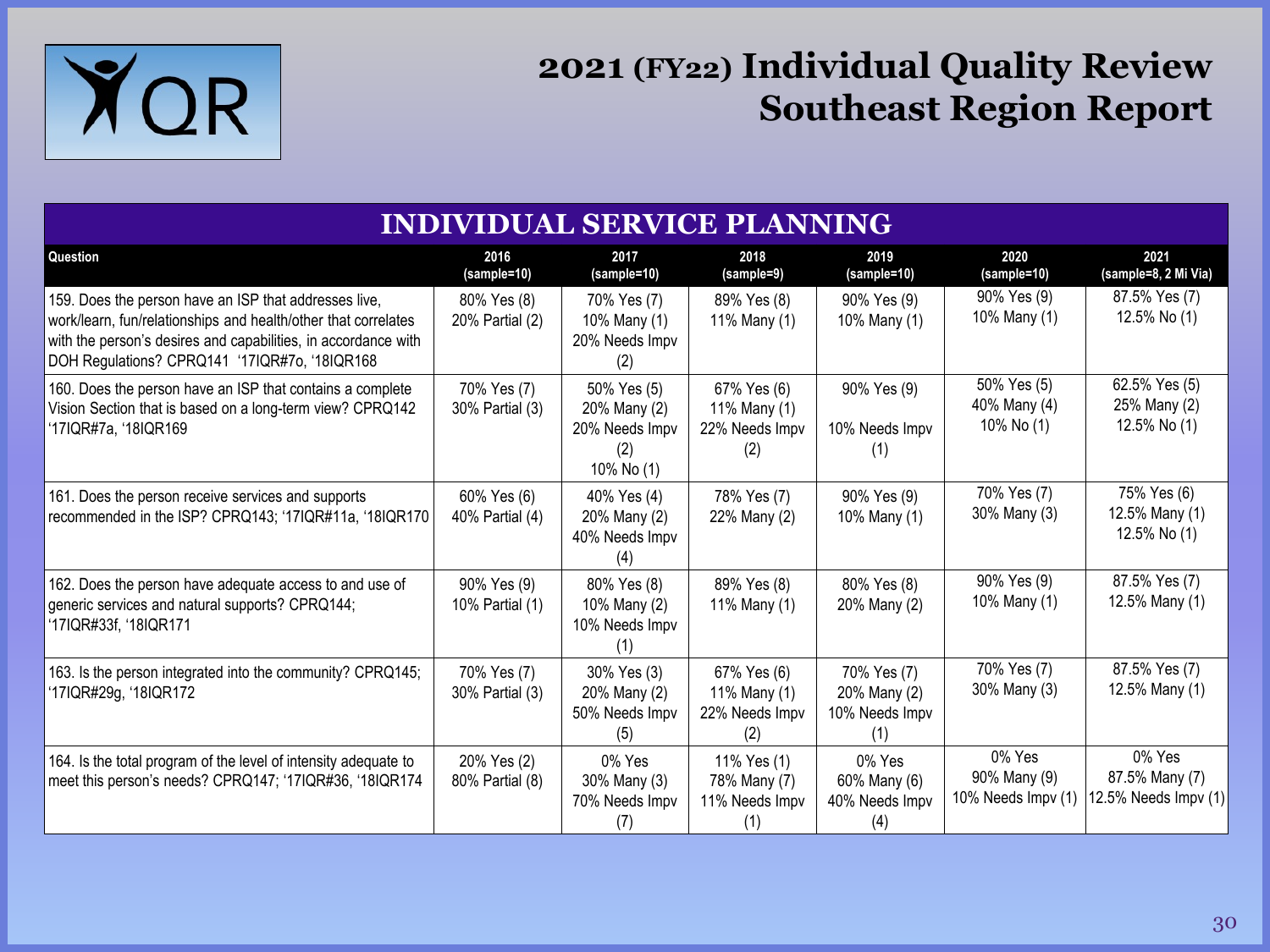# 2021 (FY22) Individual Quality Review
## Southeast Region Report

## INDIVIDUAL SERVICE PLANNING

| Question | 2016 (sample=10) | 2017 (sample=10) | 2018 (sample=9) | 2019 (sample=10) | 2020 (sample=10) | 2021 (sample=8, 2 Mi Via) |
|---|---|---|---|---|---|---|
| 159. Does the person have an ISP that addresses live, work/learn, fun/relationships and health/other that correlates with the person's desires and capabilities, in accordance with DOH Regulations? CPRQ141 '17IQR#7o, '18IQR168 | 80% Yes (8)<br>20% Partial (2) | 70% Yes (7)<br>10% Many (1)<br>20% Needs Impv (2) | 89% Yes (8)<br>11% Many (1) | 90% Yes (9)<br>10% Many (1) | 90% Yes (9)<br>10% Many (1) | 87.5% Yes (7)<br>12.5% No (1) |
| 160. Does the person have an ISP that contains a complete Vision Section that is based on a long-term view? CPRQ142 '17IQR#7a, '18IQR169 | 70% Yes (7)<br>30% Partial (3) | 50% Yes (5)<br>20% Many (2)<br>20% Needs Impv (2)<br>10% No (1) | 67% Yes (6)<br>11% Many (1)<br>22% Needs Impv (2) | 90% Yes (9)<br>10% Needs Impv (1) | 50% Yes (5)<br>40% Many (4)<br>10% No (1) | 62.5% Yes (5)<br>25% Many (2)<br>12.5% No (1) |
| 161. Does the person receive services and supports recommended in the ISP? CPRQ143; '17IQR#11a, '18IQR170 | 60% Yes (6)<br>40% Partial (4) | 40% Yes (4)<br>20% Many (2)<br>40% Needs Impv (4) | 78% Yes (7)<br>22% Many (2) | 90% Yes (9)<br>10% Many (1) | 70% Yes (7)<br>30% Many (3) | 75% Yes (6)<br>12.5% Many (1)<br>12.5% No (1) |
| 162. Does the person have adequate access to and use of generic services and natural supports? CPRQ144; '17IQR#33f, '18IQR171 | 90% Yes (9)<br>10% Partial (1) | 80% Yes (8)<br>10% Many (2)<br>10% Needs Impv (1) | 89% Yes (8)<br>11% Many (1) | 80% Yes (8)<br>20% Many (2) | 90% Yes (9)<br>10% Many (1) | 87.5% Yes (7)<br>12.5% Many (1) |
| 163. Is the person integrated into the community? CPRQ145; '17IQR#29g, '18IQR172 | 70% Yes (7)<br>30% Partial (3) | 30% Yes (3)<br>20% Many (2)<br>50% Needs Impv (5) | 67% Yes (6)<br>11% Many (1)<br>22% Needs Impv (2) | 70% Yes (7)<br>20% Many (2)<br>10% Needs Impv (1) | 70% Yes (7)<br>30% Many (3) | 87.5% Yes (7)<br>12.5% Many (1) |
| 164. Is the total program of the level of intensity adequate to meet this person's needs? CPRQ147; '17IQR#36, '18IQR174 | 20% Yes (2)<br>80% Partial (8) | 0% Yes<br>30% Many (3)<br>70% Needs Impv (7) | 11% Yes (1)<br>78% Many (7)<br>11% Needs Impv (1) | 0% Yes<br>60% Many (6)<br>40% Needs Impv (4) | 0% Yes<br>90% Many (9)<br>10% Needs Impv (1) | 0% Yes<br>87.5% Many (7)<br>12.5% Needs Impv (1) |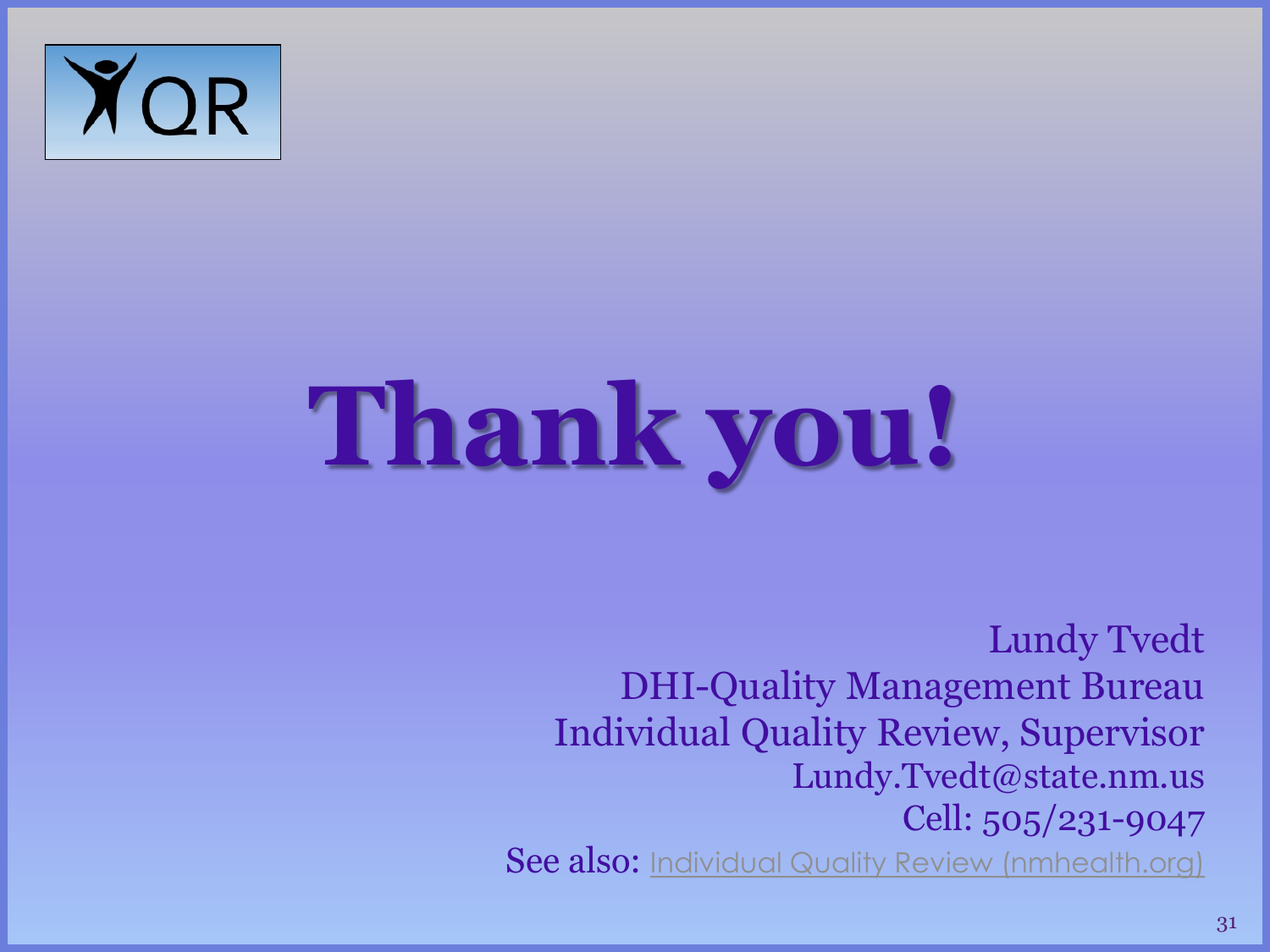# Thank you!

Lundy Tvedt
DHI-Quality Management Bureau
Individual Quality Review, Supervisor
Lundy.Tvedt@state.nm.us
Cell: 505/231-9047
See also: Individual Quality Review (nmhealth.org)